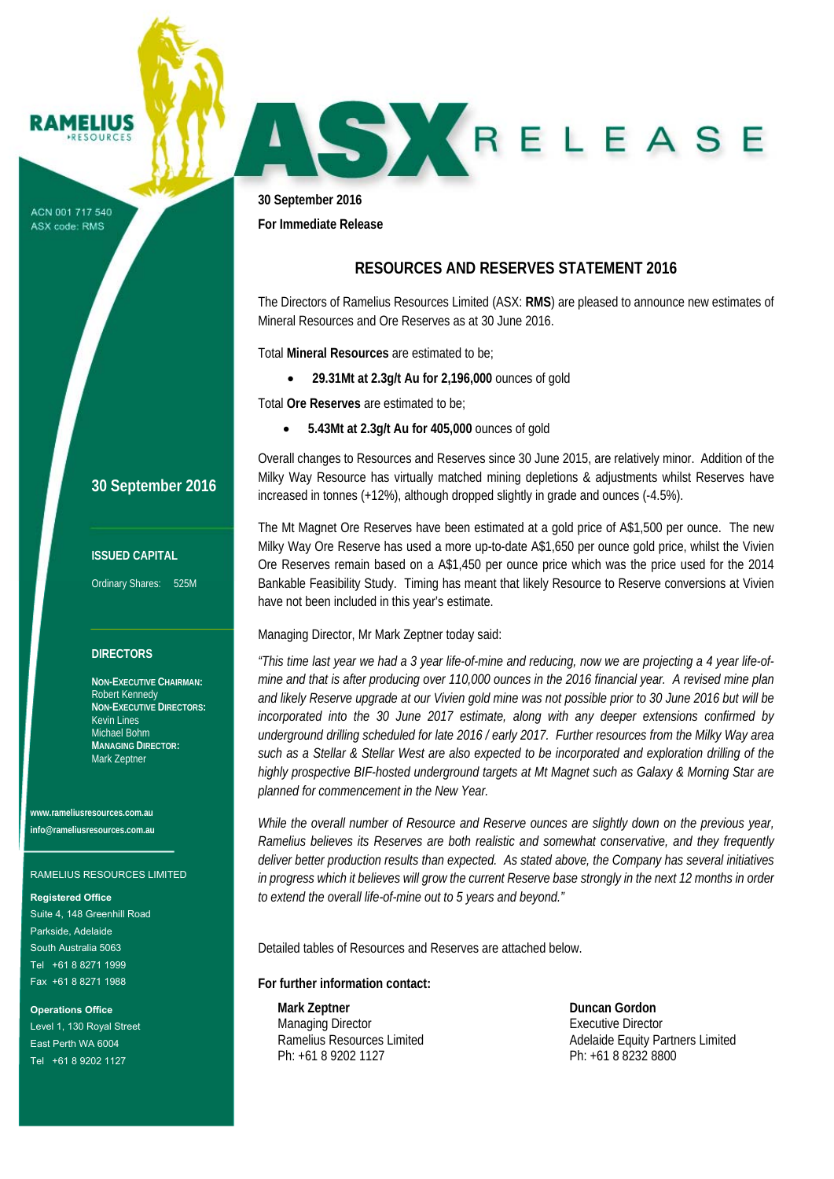RAMELIUS RESOURCES

ACN 001 717 540
ASX code: RMS

# ASX RELEASE

**30 September 2016**

**For Immediate Release**

## RESOURCES AND RESERVES STATEMENT 2016

The Directors of Ramelius Resources Limited (ASX: **RMS**) are pleased to announce new estimates of Mineral Resources and Ore Reserves as at 30 June 2016.

Total **Mineral Resources** are estimated to be;

- **29.31Mt at 2.3g/t Au for 2,196,000** ounces of gold

Total **Ore Reserves** are estimated to be;

- **5.43Mt at 2.3g/t Au for 405,000** ounces of gold

Overall changes to Resources and Reserves since 30 June 2015, are relatively minor. Addition of the Milky Way Resource has virtually matched mining depletions & adjustments whilst Reserves have increased in tonnes (+12%), although dropped slightly in grade and ounces (-4.5%).

The Mt Magnet Ore Reserves have been estimated at a gold price of A$1,500 per ounce. The new Milky Way Ore Reserve has used a more up-to-date A$1,650 per ounce gold price, whilst the Vivien Ore Reserves remain based on a A$1,450 per ounce price which was the price used for the 2014 Bankable Feasibility Study. Timing has meant that likely Resource to Reserve conversions at Vivien have not been included in this year's estimate.

Managing Director, Mr Mark Zeptner today said:

*"This time last year we had a 3 year life-of-mine and reducing, now we are projecting a 4 year life-of-mine and that is after producing over 110,000 ounces in the 2016 financial year. A revised mine plan and likely Reserve upgrade at our Vivien gold mine was not possible prior to 30 June 2016 but will be incorporated into the 30 June 2017 estimate, along with any deeper extensions confirmed by underground drilling scheduled for late 2016 / early 2017. Further resources from the Milky Way area such as a Stellar & Stellar West are also expected to be incorporated and exploration drilling of the highly prospective BIF-hosted underground targets at Mt Magnet such as Galaxy & Morning Star are planned for commencement in the New Year.*

*While the overall number of Resource and Reserve ounces are slightly down on the previous year, Ramelius believes its Reserves are both realistic and somewhat conservative, and they frequently deliver better production results than expected. As stated above, the Company has several initiatives in progress which it believes will grow the current Reserve base strongly in the next 12 months in order to extend the overall life-of-mine out to 5 years and beyond."*

Detailed tables of Resources and Reserves are attached below.

**For further information contact:**

**Mark Zeptner**
Managing Director
Ramelius Resources Limited
Ph: +61 8 9202 1127

**Duncan Gordon**
Executive Director
Adelaide Equity Partners Limited
Ph: +61 8 8232 8800

**30 September 2016**

**ISSUED CAPITAL**

Ordinary Shares: 525M

**DIRECTORS**

**NON-EXECUTIVE CHAIRMAN:**
Robert Kennedy
**NON-EXECUTIVE DIRECTORS:**
Kevin Lines
Michael Bohm
**MANAGING DIRECTOR:**
Mark Zeptner

**www.rameliusresources.com.au**
**info@rameliusresources.com.au**

RAMELIUS RESOURCES LIMITED

**Registered Office**
Suite 4, 148 Greenhill Road
Parkside, Adelaide
South Australia 5063
Tel +61 8 8271 1999
Fax +61 8 8271 1988

**Operations Office**
Level 1, 130 Royal Street
East Perth WA 6004
Tel +61 8 9202 1127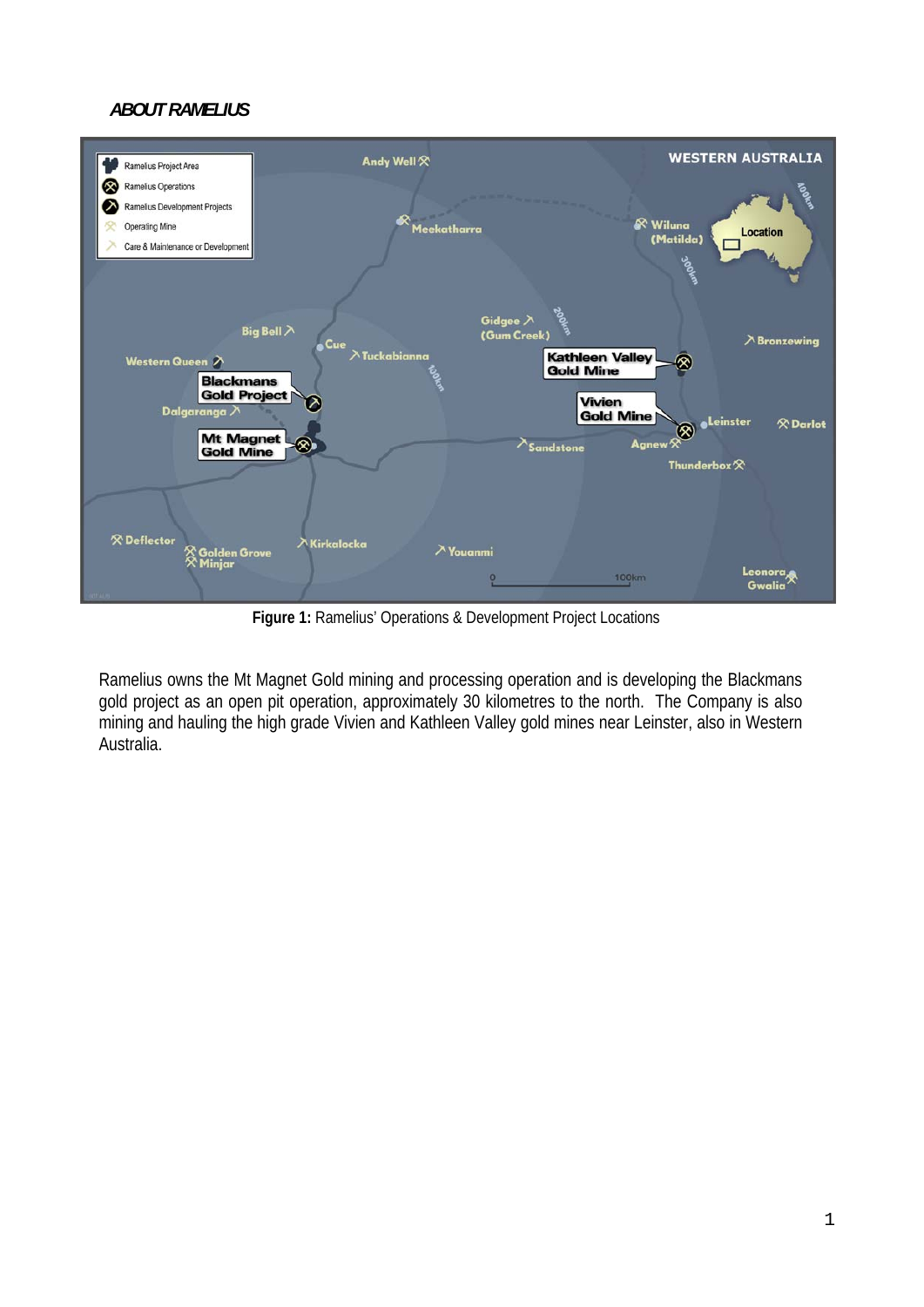***ABOUT RAMELIUS***

**Figure 1:** Ramelius' Operations & Development Project Locations

Ramelius owns the Mt Magnet Gold mining and processing operation and is developing the Blackmans gold project as an open pit operation, approximately 30 kilometres to the north. The Company is also mining and hauling the high grade Vivien and Kathleen Valley gold mines near Leinster, also in Western Australia.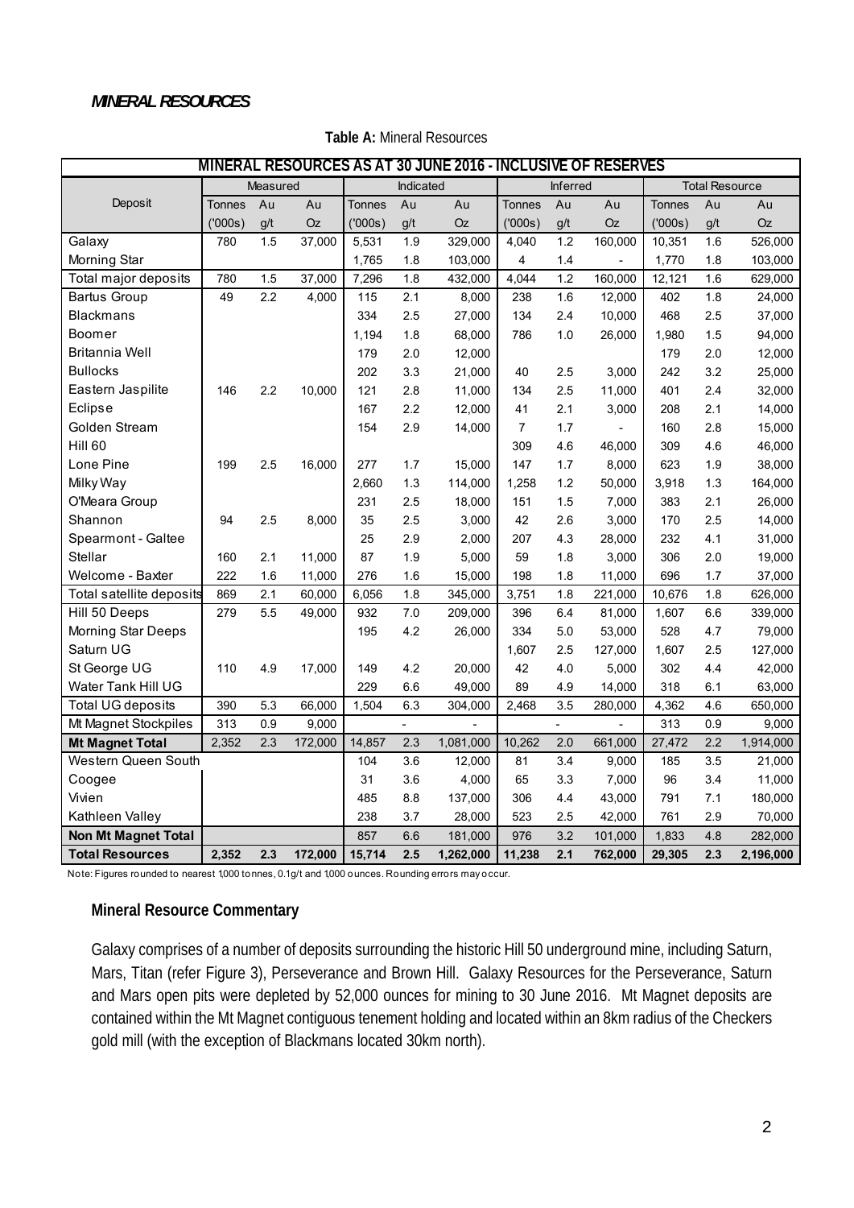## *MINERAL RESOURCES*

**Table A:** Mineral Resources

| MINERAL RESOURCES AS AT 30 JUNE 2016 - INCLUSIVE OF RESERVES | | | | | | | | | | | | |
|---|---|---|---|---|---|---|---|---|---|---|---|---|
| Deposit | Measured | | | Indicated | | | Inferred | | | Total Resource | | |
| | Tonnes ('000s) | Au g/t | Au Oz | Tonnes ('000s) | Au g/t | Au Oz | Tonnes ('000s) | Au g/t | Au Oz | Tonnes ('000s) | Au g/t | Au Oz |
| Galaxy | 780 | 1.5 | 37,000 | 5,531 | 1.9 | 329,000 | 4,040 | 1.2 | 160,000 | 10,351 | 1.6 | 526,000 |
| Morning Star | | | | 1,765 | 1.8 | 103,000 | 4 | 1.4 | - | 1,770 | 1.8 | 103,000 |
| Total major deposits | 780 | 1.5 | 37,000 | 7,296 | 1.8 | 432,000 | 4,044 | 1.2 | 160,000 | 12,121 | 1.6 | 629,000 |
| Bartus Group | 49 | 2.2 | 4,000 | 115 | 2.1 | 8,000 | 238 | 1.6 | 12,000 | 402 | 1.8 | 24,000 |
| Blackmans | | | | 334 | 2.5 | 27,000 | 134 | 2.4 | 10,000 | 468 | 2.5 | 37,000 |
| Boomer | | | | 1,194 | 1.8 | 68,000 | 786 | 1.0 | 26,000 | 1,980 | 1.5 | 94,000 |
| Britannia Well | | | | 179 | 2.0 | 12,000 | | | | 179 | 2.0 | 12,000 |
| Bullocks | | | | 202 | 3.3 | 21,000 | 40 | 2.5 | 3,000 | 242 | 3.2 | 25,000 |
| Eastern Jaspilite | 146 | 2.2 | 10,000 | 121 | 2.8 | 11,000 | 134 | 2.5 | 11,000 | 401 | 2.4 | 32,000 |
| Eclipse | | | | 167 | 2.2 | 12,000 | 41 | 2.1 | 3,000 | 208 | 2.1 | 14,000 |
| Golden Stream | | | | 154 | 2.9 | 14,000 | 7 | 1.7 | - | 160 | 2.8 | 15,000 |
| Hill 60 | | | | | | | 309 | 4.6 | 46,000 | 309 | 4.6 | 46,000 |
| Lone Pine | 199 | 2.5 | 16,000 | 277 | 1.7 | 15,000 | 147 | 1.7 | 8,000 | 623 | 1.9 | 38,000 |
| Milky Way | | | | 2,660 | 1.3 | 114,000 | 1,258 | 1.2 | 50,000 | 3,918 | 1.3 | 164,000 |
| O'Meara Group | | | | 231 | 2.5 | 18,000 | 151 | 1.5 | 7,000 | 383 | 2.1 | 26,000 |
| Shannon | 94 | 2.5 | 8,000 | 35 | 2.5 | 3,000 | 42 | 2.6 | 3,000 | 170 | 2.5 | 14,000 |
| Spearmont - Galtee | | | | 25 | 2.9 | 2,000 | 207 | 4.3 | 28,000 | 232 | 4.1 | 31,000 |
| Stellar | 160 | 2.1 | 11,000 | 87 | 1.9 | 5,000 | 59 | 1.8 | 3,000 | 306 | 2.0 | 19,000 |
| Welcome - Baxter | 222 | 1.6 | 11,000 | 276 | 1.6 | 15,000 | 198 | 1.8 | 11,000 | 696 | 1.7 | 37,000 |
| Total satellite deposits | 869 | 2.1 | 60,000 | 6,056 | 1.8 | 345,000 | 3,751 | 1.8 | 221,000 | 10,676 | 1.8 | 626,000 |
| Hill 50 Deeps | 279 | 5.5 | 49,000 | 932 | 7.0 | 209,000 | 396 | 6.4 | 81,000 | 1,607 | 6.6 | 339,000 |
| Morning Star Deeps | | | | 195 | 4.2 | 26,000 | 334 | 5.0 | 53,000 | 528 | 4.7 | 79,000 |
| Saturn UG | | | | | | | 1,607 | 2.5 | 127,000 | 1,607 | 2.5 | 127,000 |
| St George UG | 110 | 4.9 | 17,000 | 149 | 4.2 | 20,000 | 42 | 4.0 | 5,000 | 302 | 4.4 | 42,000 |
| Water Tank Hill UG | | | | 229 | 6.6 | 49,000 | 89 | 4.9 | 14,000 | 318 | 6.1 | 63,000 |
| Total UG deposits | 390 | 5.3 | 66,000 | 1,504 | 6.3 | 304,000 | 2,468 | 3.5 | 280,000 | 4,362 | 4.6 | 650,000 |
| Mt Magnet Stockpiles | 313 | 0.9 | 9,000 | | - | - | | - | - | 313 | 0.9 | 9,000 |
| **Mt Magnet Total** | 2,352 | 2.3 | 172,000 | 14,857 | 2.3 | 1,081,000 | 10,262 | 2.0 | 661,000 | 27,472 | 2.2 | 1,914,000 |
| Western Queen South | | | | 104 | 3.6 | 12,000 | 81 | 3.4 | 9,000 | 185 | 3.5 | 21,000 |
| Coogee | | | | 31 | 3.6 | 4,000 | 65 | 3.3 | 7,000 | 96 | 3.4 | 11,000 |
| Vivien | | | | 485 | 8.8 | 137,000 | 306 | 4.4 | 43,000 | 791 | 7.1 | 180,000 |
| Kathleen Valley | | | | 238 | 3.7 | 28,000 | 523 | 2.5 | 42,000 | 761 | 2.9 | 70,000 |
| **Non Mt Magnet Total** | | | | 857 | 6.6 | 181,000 | 976 | 3.2 | 101,000 | 1,833 | 4.8 | 282,000 |
| **Total Resources** | **2,352** | **2.3** | **172,000** | **15,714** | **2.5** | **1,262,000** | **11,238** | **2.1** | **762,000** | **29,305** | **2.3** | **2,196,000** |

Note: Figures rounded to nearest 1,000 tonnes, 0.1g/t and 1,000 ounces. Rounding errors may occur.

### Mineral Resource Commentary

Galaxy comprises of a number of deposits surrounding the historic Hill 50 underground mine, including Saturn, Mars, Titan (refer Figure 3), Perseverance and Brown Hill. Galaxy Resources for the Perseverance, Saturn and Mars open pits were depleted by 52,000 ounces for mining to 30 June 2016. Mt Magnet deposits are contained within the Mt Magnet contiguous tenement holding and located within an 8km radius of the Checkers gold mill (with the exception of Blackmans located 30km north).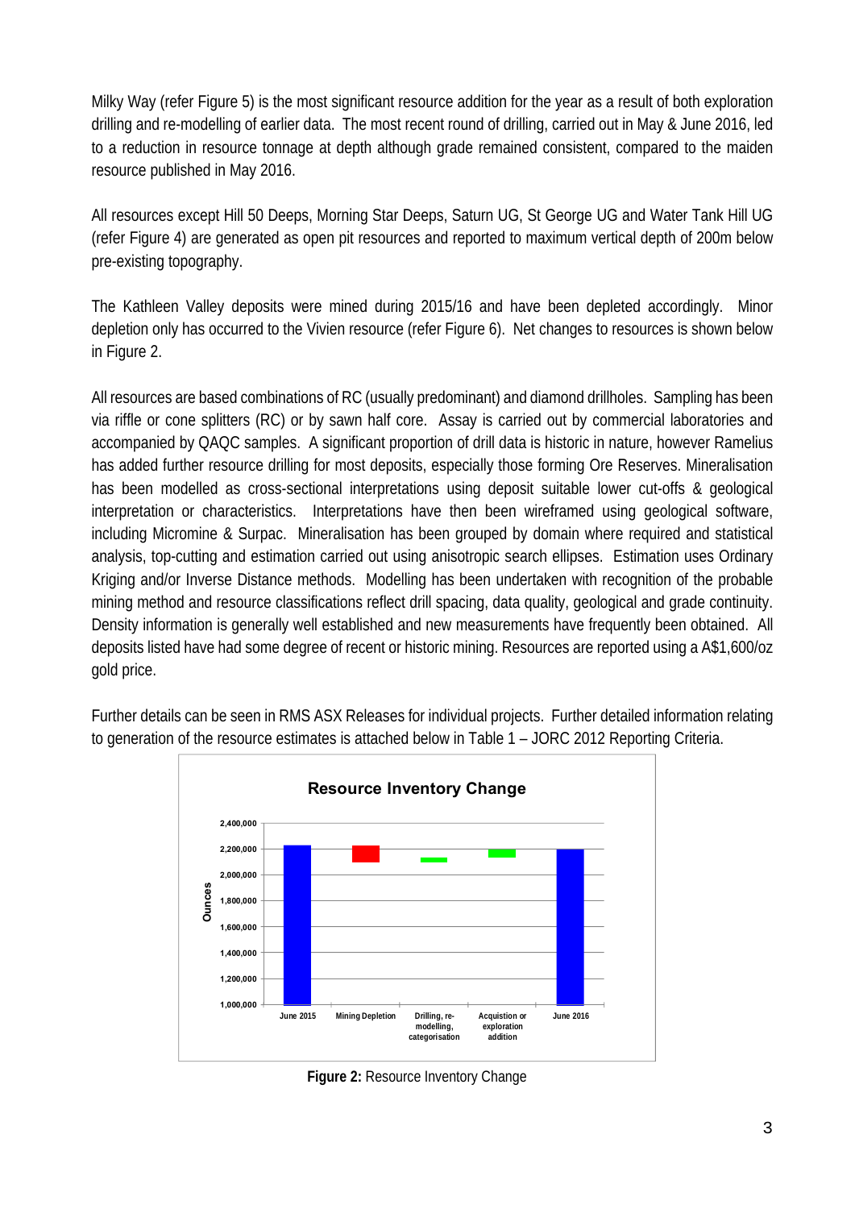Milky Way (refer Figure 5) is the most significant resource addition for the year as a result of both exploration drilling and re-modelling of earlier data. The most recent round of drilling, carried out in May & June 2016, led to a reduction in resource tonnage at depth although grade remained consistent, compared to the maiden resource published in May 2016.

All resources except Hill 50 Deeps, Morning Star Deeps, Saturn UG, St George UG and Water Tank Hill UG (refer Figure 4) are generated as open pit resources and reported to maximum vertical depth of 200m below pre-existing topography.

The Kathleen Valley deposits were mined during 2015/16 and have been depleted accordingly. Minor depletion only has occurred to the Vivien resource (refer Figure 6). Net changes to resources is shown below in Figure 2.

All resources are based combinations of RC (usually predominant) and diamond drillholes. Sampling has been via riffle or cone splitters (RC) or by sawn half core. Assay is carried out by commercial laboratories and accompanied by QAQC samples. A significant proportion of drill data is historic in nature, however Ramelius has added further resource drilling for most deposits, especially those forming Ore Reserves. Mineralisation has been modelled as cross-sectional interpretations using deposit suitable lower cut-offs & geological interpretation or characteristics. Interpretations have then been wireframed using geological software, including Micromine & Surpac. Mineralisation has been grouped by domain where required and statistical analysis, top-cutting and estimation carried out using anisotropic search ellipses. Estimation uses Ordinary Kriging and/or Inverse Distance methods. Modelling has been undertaken with recognition of the probable mining method and resource classifications reflect drill spacing, data quality, geological and grade continuity. Density information is generally well established and new measurements have frequently been obtained. All deposits listed have had some degree of recent or historic mining. Resources are reported using a A$1,600/oz gold price.

Further details can be seen in RMS ASX Releases for individual projects. Further detailed information relating to generation of the resource estimates is attached below in Table 1 – JORC 2012 Reporting Criteria.

**Figure 2:** Resource Inventory Change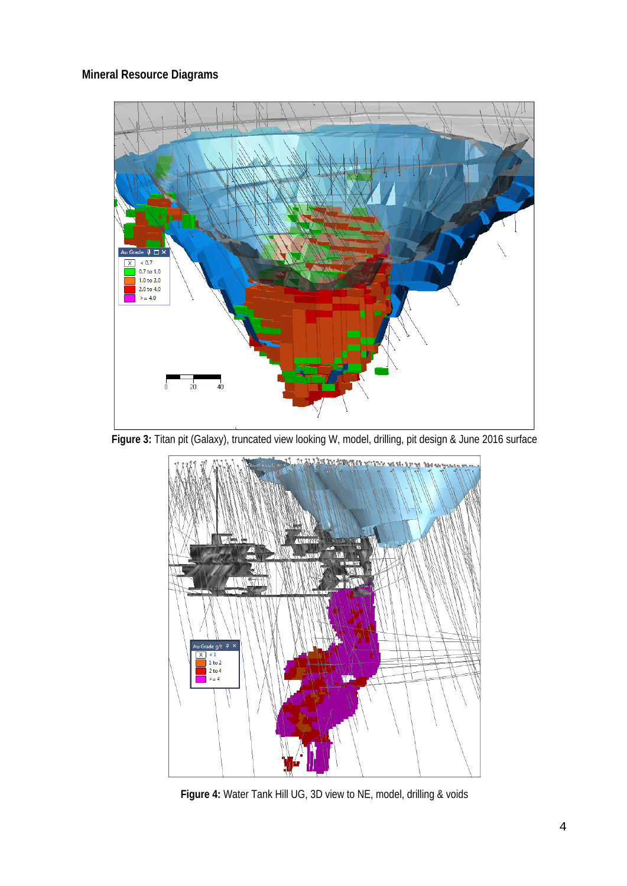## Mineral Resource Diagrams

**Figure 3:** Titan pit (Galaxy), truncated view looking W, model, drilling, pit design & June 2016 surface

**Figure 4:** Water Tank Hill UG, 3D view to NE, model, drilling & voids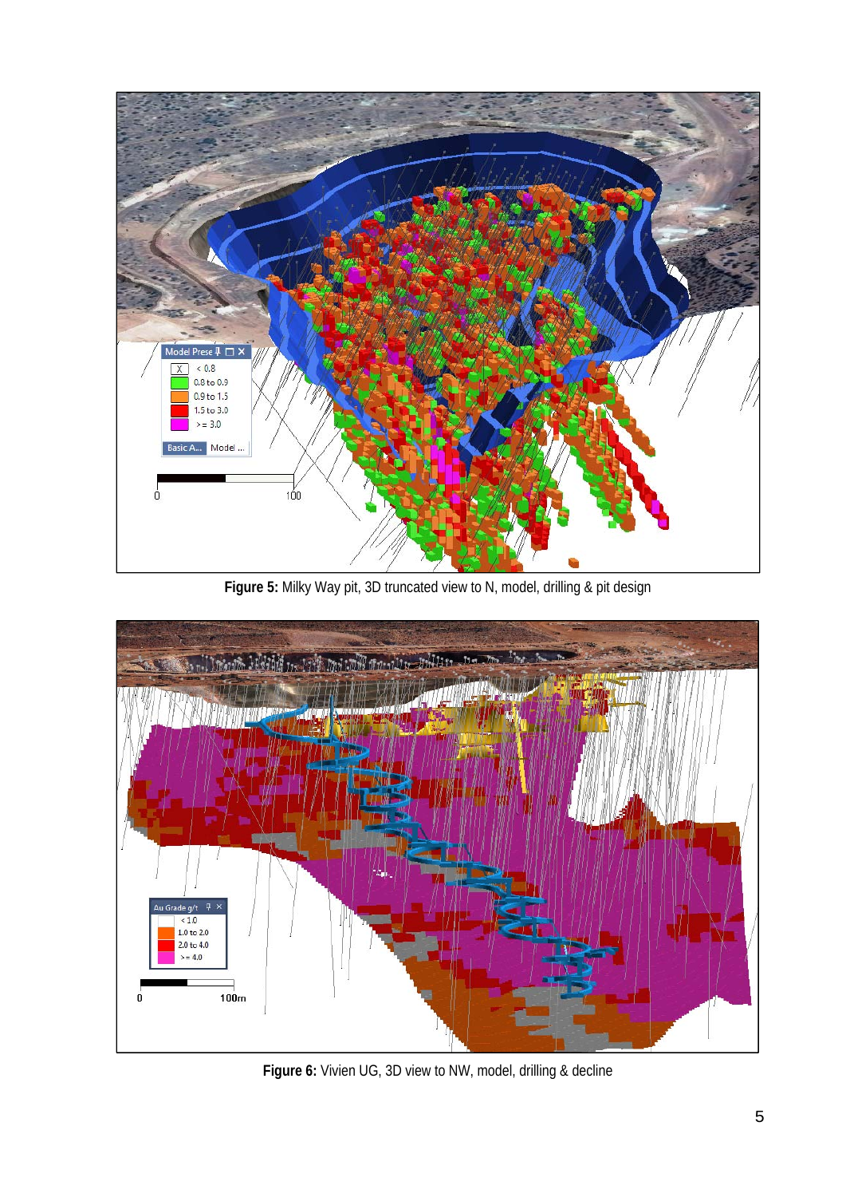**Figure 5:** Milky Way pit, 3D truncated view to N, model, drilling & pit design

**Figure 6:** Vivien UG, 3D view to NW, model, drilling & decline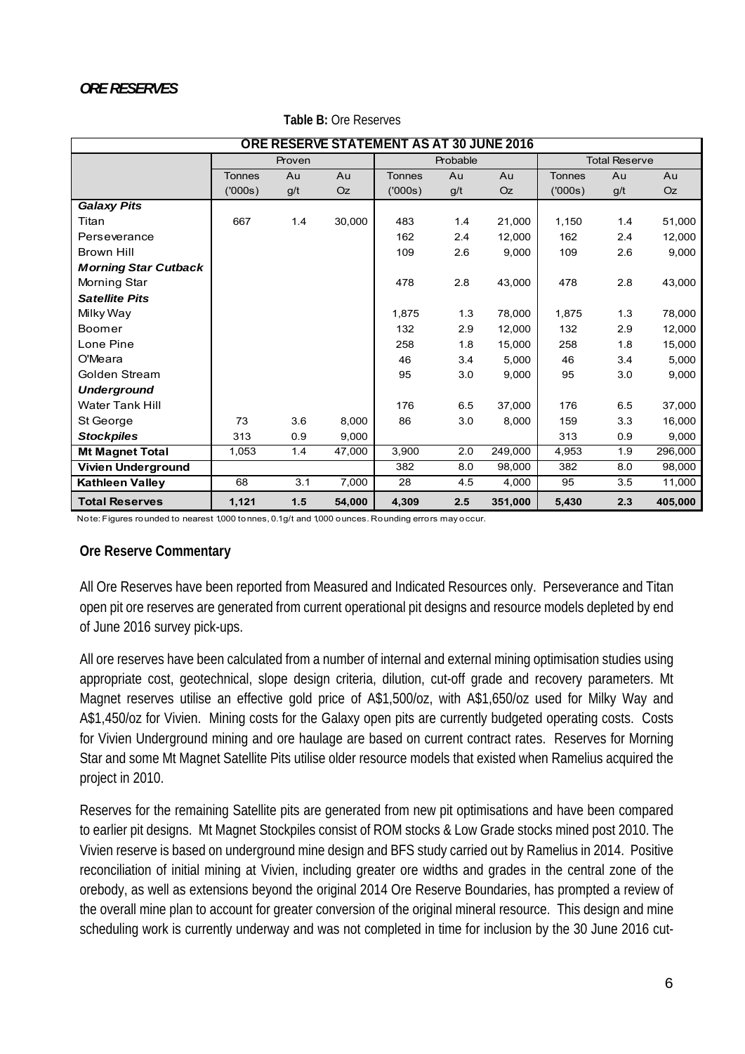## ORE RESERVES

**Table B:** Ore Reserves

| ORE RESERVE STATEMENT AS AT 30 JUNE 2016 | | | | | | | | | |
|---|---|---|---|---|---|---|---|---|---|
| | Proven | | | Probable | | | Total Reserve | | |
| | Tonnes ('000s) | Au g/t | Au Oz | Tonnes ('000s) | Au g/t | Au Oz | Tonnes ('000s) | Au g/t | Au Oz |
| ***Galaxy Pits*** | | | | | | | | | |
| Titan | 667 | 1.4 | 30,000 | 483 | 1.4 | 21,000 | 1,150 | 1.4 | 51,000 |
| Perseverance | | | | 162 | 2.4 | 12,000 | 162 | 2.4 | 12,000 |
| Brown Hill | | | | 109 | 2.6 | 9,000 | 109 | 2.6 | 9,000 |
| ***Morning Star Cutback*** | | | | | | | | | |
| Morning Star | | | | 478 | 2.8 | 43,000 | 478 | 2.8 | 43,000 |
| ***Satellite Pits*** | | | | | | | | | |
| Milky Way | | | | 1,875 | 1.3 | 78,000 | 1,875 | 1.3 | 78,000 |
| Boomer | | | | 132 | 2.9 | 12,000 | 132 | 2.9 | 12,000 |
| Lone Pine | | | | 258 | 1.8 | 15,000 | 258 | 1.8 | 15,000 |
| O'Meara | | | | 46 | 3.4 | 5,000 | 46 | 3.4 | 5,000 |
| Golden Stream | | | | 95 | 3.0 | 9,000 | 95 | 3.0 | 9,000 |
| ***Underground*** | | | | | | | | | |
| Water Tank Hill | | | | 176 | 6.5 | 37,000 | 176 | 6.5 | 37,000 |
| St George | 73 | 3.6 | 8,000 | 86 | 3.0 | 8,000 | 159 | 3.3 | 16,000 |
| ***Stockpiles*** | 313 | 0.9 | 9,000 | | | | 313 | 0.9 | 9,000 |
| **Mt Magnet Total** | 1,053 | 1.4 | 47,000 | 3,900 | 2.0 | 249,000 | 4,953 | 1.9 | 296,000 |
| **Vivien Underground** | | | | 382 | 8.0 | 98,000 | 382 | 8.0 | 98,000 |
| **Kathleen Valley** | 68 | 3.1 | 7,000 | 28 | 4.5 | 4,000 | 95 | 3.5 | 11,000 |
| **Total Reserves** | **1,121** | **1.5** | **54,000** | **4,309** | **2.5** | **351,000** | **5,430** | **2.3** | **405,000** |

Note: Figures rounded to nearest 1,000 tonnes, 0.1g/t and 1,000 ounces. Rounding errors may occur.

### Ore Reserve Commentary

All Ore Reserves have been reported from Measured and Indicated Resources only. Perseverance and Titan open pit ore reserves are generated from current operational pit designs and resource models depleted by end of June 2016 survey pick-ups.

All ore reserves have been calculated from a number of internal and external mining optimisation studies using appropriate cost, geotechnical, slope design criteria, dilution, cut-off grade and recovery parameters. Mt Magnet reserves utilise an effective gold price of A$1,500/oz, with A$1,650/oz used for Milky Way and A$1,450/oz for Vivien. Mining costs for the Galaxy open pits are currently budgeted operating costs. Costs for Vivien Underground mining and ore haulage are based on current contract rates. Reserves for Morning Star and some Mt Magnet Satellite Pits utilise older resource models that existed when Ramelius acquired the project in 2010.

Reserves for the remaining Satellite pits are generated from new pit optimisations and have been compared to earlier pit designs. Mt Magnet Stockpiles consist of ROM stocks & Low Grade stocks mined post 2010. The Vivien reserve is based on underground mine design and BFS study carried out by Ramelius in 2014. Positive reconciliation of initial mining at Vivien, including greater ore widths and grades in the central zone of the orebody, as well as extensions beyond the original 2014 Ore Reserve Boundaries, has prompted a review of the overall mine plan to account for greater conversion of the original mineral resource. This design and mine scheduling work is currently underway and was not completed in time for inclusion by the 30 June 2016 cut-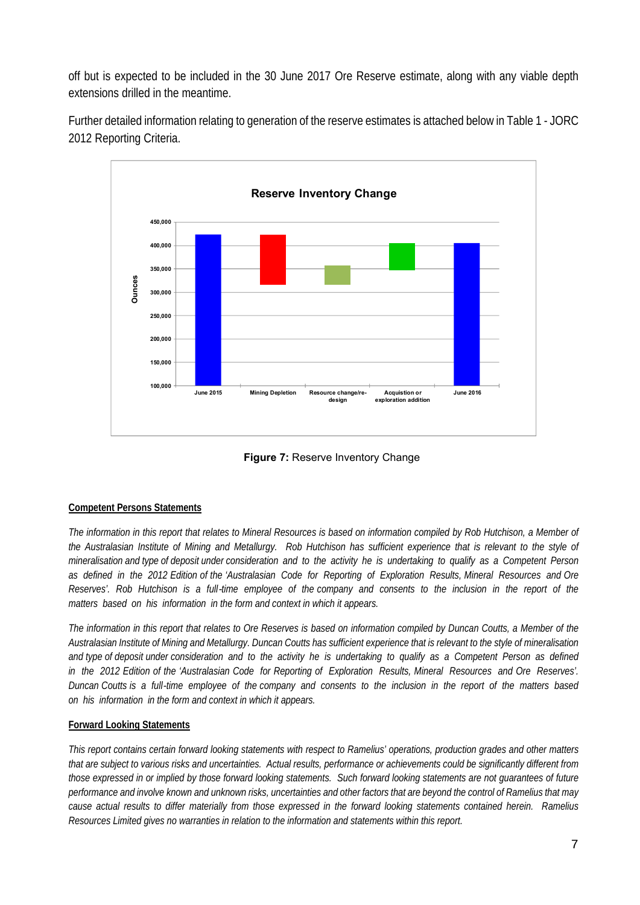off but is expected to be included in the 30 June 2017 Ore Reserve estimate, along with any viable depth extensions drilled in the meantime.

Further detailed information relating to generation of the reserve estimates is attached below in Table 1 - JORC 2012 Reporting Criteria.

**Figure 7:** Reserve Inventory Change

### Competent Persons Statements

*The information in this report that relates to Mineral Resources is based on information compiled by Rob Hutchison, a Member of the Australasian Institute of Mining and Metallurgy. Rob Hutchison has sufficient experience that is relevant to the style of mineralisation and type of deposit under consideration and to the activity he is undertaking to qualify as a Competent Person as defined in the 2012 Edition of the 'Australasian Code for Reporting of Exploration Results, Mineral Resources and Ore Reserves'. Rob Hutchison is a full-time employee of the company and consents to the inclusion in the report of the matters based on his information in the form and context in which it appears.*

*The information in this report that relates to Ore Reserves is based on information compiled by Duncan Coutts, a Member of the Australasian Institute of Mining and Metallurgy. Duncan Coutts has sufficient experience that is relevant to the style of mineralisation and type of deposit under consideration and to the activity he is undertaking to qualify as a Competent Person as defined in the 2012 Edition of the 'Australasian Code for Reporting of Exploration Results, Mineral Resources and Ore Reserves'. Duncan Coutts is a full-time employee of the company and consents to the inclusion in the report of the matters based on his information in the form and context in which it appears.*

### Forward Looking Statements

*This report contains certain forward looking statements with respect to Ramelius' operations, production grades and other matters that are subject to various risks and uncertainties. Actual results, performance or achievements could be significantly different from those expressed in or implied by those forward looking statements. Such forward looking statements are not guarantees of future performance and involve known and unknown risks, uncertainties and other factors that are beyond the control of Ramelius that may cause actual results to differ materially from those expressed in the forward looking statements contained herein. Ramelius Resources Limited gives no warranties in relation to the information and statements within this report.*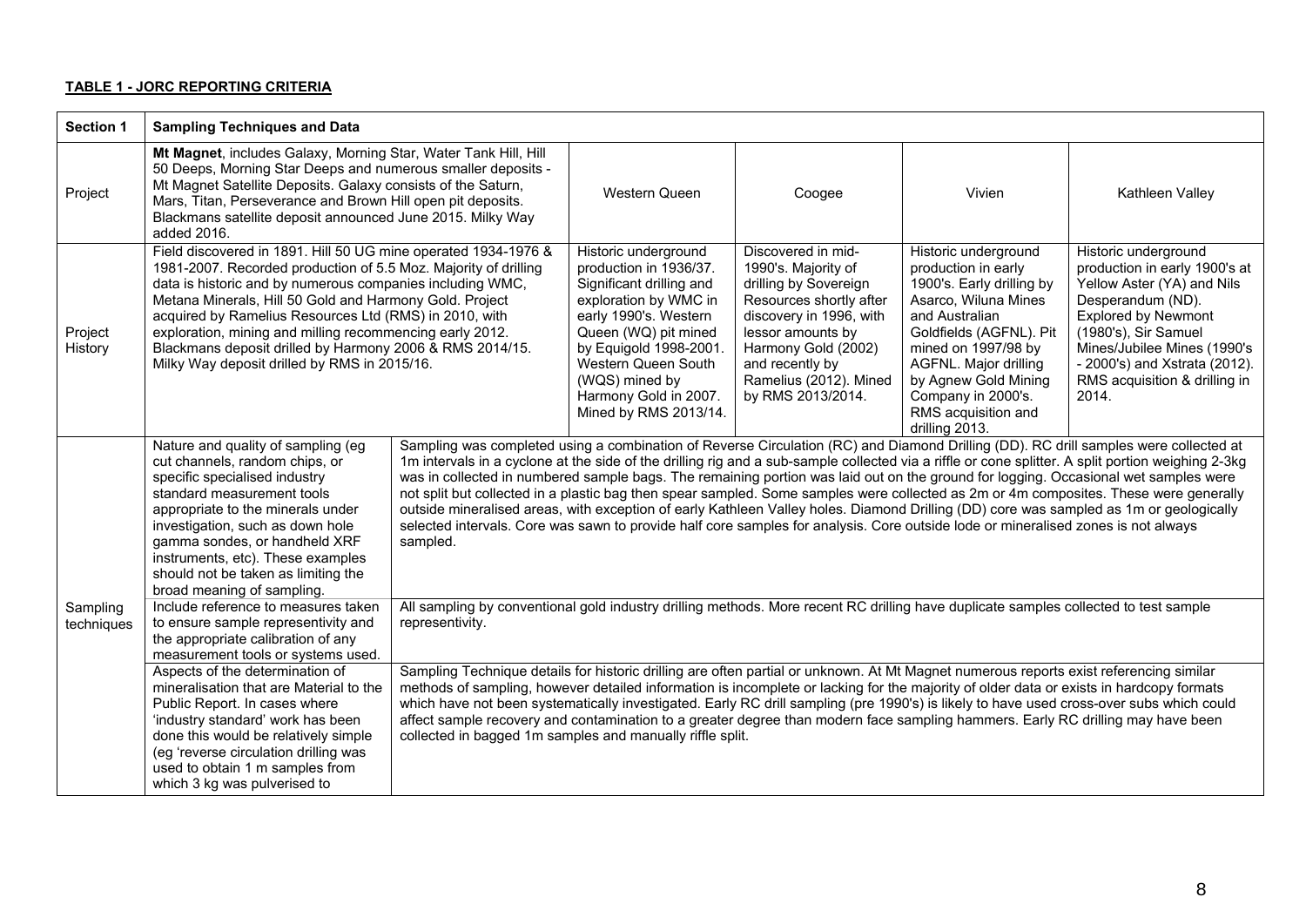**TABLE 1 - JORC REPORTING CRITERIA**

| Section 1 | Sampling Techniques and Data | | | | | |
|---|---|---|---|---|---|---|
| Project | **Mt Magnet**, includes Galaxy, Morning Star, Water Tank Hill, Hill 50 Deeps, Morning Star Deeps and numerous smaller deposits - Mt Magnet Satellite Deposits. Galaxy consists of the Saturn, Mars, Titan, Perseverance and Brown Hill open pit deposits. Blackmans satellite deposit announced June 2015. Milky Way added 2016. | | Western Queen | Coogee | Vivien | Kathleen Valley |
| Project History | Field discovered in 1891. Hill 50 UG mine operated 1934-1976 & 1981-2007. Recorded production of 5.5 Moz. Majority of drilling data is historic and by numerous companies including WMC, Metana Minerals, Hill 50 Gold and Harmony Gold. Project acquired by Ramelius Resources Ltd (RMS) in 2010, with exploration, mining and milling recommencing early 2012. Blackmans deposit drilled by Harmony 2006 & RMS 2014/15. Milky Way deposit drilled by RMS in 2015/16. | | Historic underground production in 1936/37. Significant drilling and exploration by WMC in early 1990's. Western Queen (WQ) pit mined by Equigold 1998-2001. Western Queen South (WQS) mined by Harmony Gold in 2007. Mined by RMS 2013/14. | Discovered in mid-1990's. Majority of drilling by Sovereign Resources shortly after discovery in 1996, with lessor amounts by Harmony Gold (2002) and recently by Ramelius (2012). Mined by RMS 2013/2014. | Historic underground production in early 1900's. Early drilling by Asarco, Wiluna Mines and Australian Goldfields (AGFNL). Pit mined on 1997/98 by AGFNL. Major drilling by Agnew Gold Mining Company in 2000's. RMS acquisition and drilling 2013. | Historic underground production in early 1900's at Yellow Aster (YA) and Nils Desperandum (ND). Explored by Newmont (1980's), Sir Samuel Mines/Jubilee Mines (1990's - 2000's) and Xstrata (2012). RMS acquisition & drilling in 2014. |
| Sampling techniques | Nature and quality of sampling (eg cut channels, random chips, or specific specialised industry standard measurement tools appropriate to the minerals under investigation, such as down hole gamma sondes, or handheld XRF instruments, etc). These examples should not be taken as limiting the broad meaning of sampling. | Sampling was completed using a combination of Reverse Circulation (RC) and Diamond Drilling (DD). RC drill samples were collected at 1m intervals in a cyclone at the side of the drilling rig and a sub-sample collected via a riffle or cone splitter. A split portion weighing 2-3kg was in collected in numbered sample bags. The remaining portion was laid out on the ground for logging. Occasional wet samples were not split but collected in a plastic bag then spear sampled. Some samples were collected as 2m or 4m composites. These were generally outside mineralised areas, with exception of early Kathleen Valley holes. Diamond Drilling (DD) core was sampled as 1m or geologically selected intervals. Core was sawn to provide half core samples for analysis. Core outside lode or mineralised zones is not always sampled. | | | | |
| | Include reference to measures taken to ensure sample representivity and the appropriate calibration of any measurement tools or systems used. | All sampling by conventional gold industry drilling methods. More recent RC drilling have duplicate samples collected to test sample representivity. | | | | |
| | Aspects of the determination of mineralisation that are Material to the Public Report. In cases where 'industry standard' work has been done this would be relatively simple (eg 'reverse circulation drilling was used to obtain 1 m samples from which 3 kg was pulverised to | Sampling Technique details for historic drilling are often partial or unknown. At Mt Magnet numerous reports exist referencing similar methods of sampling, however detailed information is incomplete or lacking for the majority of older data or exists in hardcopy formats which have not been systematically investigated. Early RC drill sampling (pre 1990's) is likely to have used cross-over subs which could affect sample recovery and contamination to a greater degree than modern face sampling hammers. Early RC drilling may have been collected in bagged 1m samples and manually riffle split. | | | | |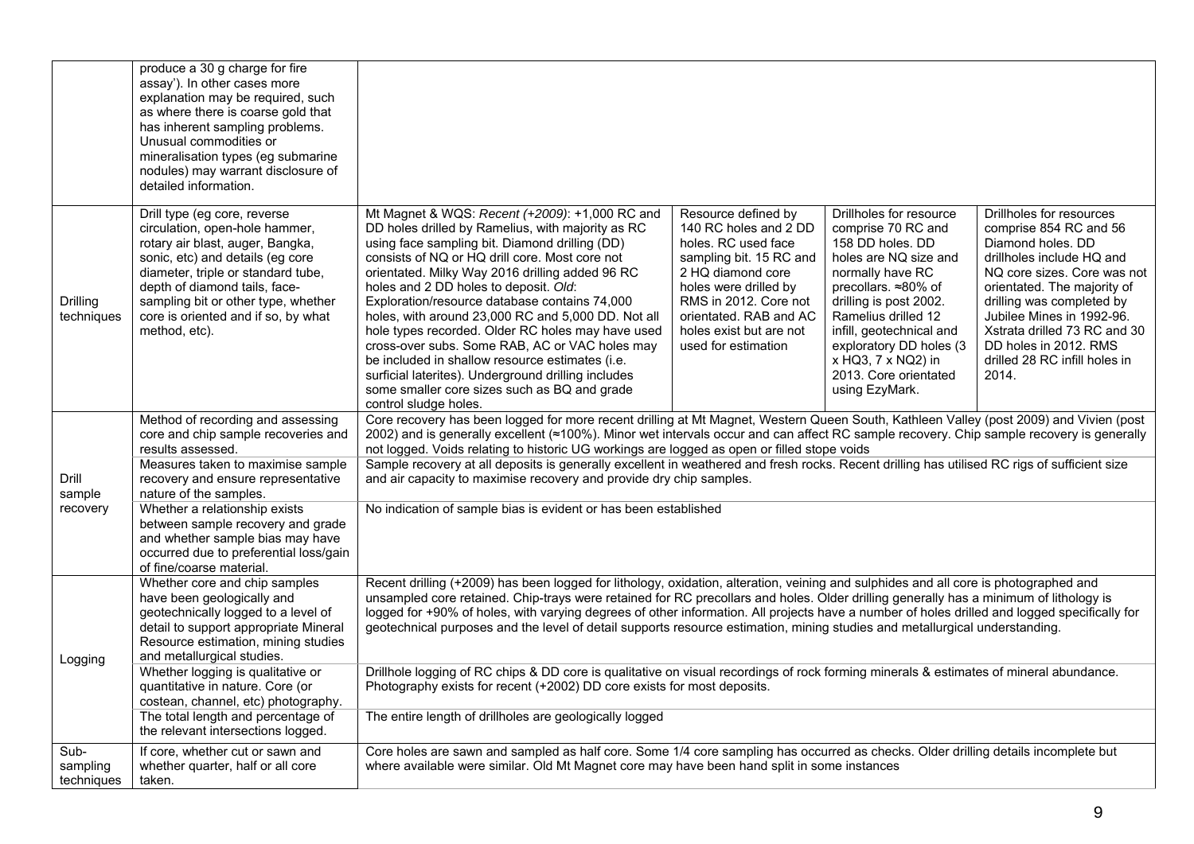| | | | | | |
|---|---|---|---|---|---|
| | produce a 30 g charge for fire assay'). In other cases more explanation may be required, such as where there is coarse gold that has inherent sampling problems. Unusual commodities or mineralisation types (eg submarine nodules) may warrant disclosure of detailed information. | | | | |
| Drilling techniques | Drill type (eg core, reverse circulation, open-hole hammer, rotary air blast, auger, Bangka, sonic, etc) and details (eg core diameter, triple or standard tube, depth of diamond tails, face-sampling bit or other type, whether core is oriented and if so, by what method, etc). | Mt Magnet & WQS: *Recent (+2009)*: +1,000 RC and DD holes drilled by Ramelius, with majority as RC using face sampling bit. Diamond drilling (DD) consists of NQ or HQ drill core. Most core not orientated. Milky Way 2016 drilling added 96 RC holes and 2 DD holes to deposit. *Old*: Exploration/resource database contains 74,000 holes, with around 23,000 RC and 5,000 DD. Not all hole types recorded. Older RC holes may have used cross-over subs. Some RAB, AC or VAC holes may be included in shallow resource estimates (i.e. surficial laterites). Underground drilling includes some smaller core sizes such as BQ and grade control sludge holes. | Resource defined by 140 RC holes and 2 DD holes. RC used face sampling bit. 15 RC and 2 HQ diamond core holes were drilled by RMS in 2012. Core not orientated. RAB and AC holes exist but are not used for estimation | Drillholes for resource comprise 70 RC and 158 DD holes. DD holes are NQ size and normally have RC precollars. ≈80% of drilling is post 2002. Ramelius drilled 12 infill, geotechnical and exploratory DD holes (3 x HQ3, 7 x NQ2) in 2013. Core orientated using EzyMark. | Drillholes for resources comprise 854 RC and 56 Diamond holes. DD drillholes include HQ and NQ core sizes. Core was not orientated. The majority of drilling was completed by Jubilee Mines in 1992-96. Xstrata drilled 73 RC and 30 DD holes in 2012. RMS drilled 28 RC infill holes in 2014. |
| Drill sample recovery | Method of recording and assessing core and chip sample recoveries and results assessed. | Core recovery has been logged for more recent drilling at Mt Magnet, Western Queen South, Kathleen Valley (post 2009) and Vivien (post 2002) and is generally excellent (≈100%). Minor wet intervals occur and can affect RC sample recovery. Chip sample recovery is generally not logged. Voids relating to historic UG workings are logged as open or filled stope voids | | | |
| | Measures taken to maximise sample recovery and ensure representative nature of the samples. | Sample recovery at all deposits is generally excellent in weathered and fresh rocks. Recent drilling has utilised RC rigs of sufficient size and air capacity to maximise recovery and provide dry chip samples. | | | |
| | Whether a relationship exists between sample recovery and grade and whether sample bias may have occurred due to preferential loss/gain of fine/coarse material. | No indication of sample bias is evident or has been established | | | |
| Logging | Whether core and chip samples have been geologically and geotechnically logged to a level of detail to support appropriate Mineral Resource estimation, mining studies and metallurgical studies. | Recent drilling (+2009) has been logged for lithology, oxidation, alteration, veining and sulphides and all core is photographed and unsampled core retained. Chip-trays were retained for RC precollars and holes. Older drilling generally has a minimum of lithology is logged for +90% of holes, with varying degrees of other information. All projects have a number of holes drilled and logged specifically for geotechnical purposes and the level of detail supports resource estimation, mining studies and metallurgical understanding. | | | |
| | Whether logging is qualitative or quantitative in nature. Core (or costean, channel, etc) photography. | Drillhole logging of RC chips & DD core is qualitative on visual recordings of rock forming minerals & estimates of mineral abundance. Photography exists for recent (+2002) DD core exists for most deposits. | | | |
| | The total length and percentage of the relevant intersections logged. | The entire length of drillholes are geologically logged | | | |
| Sub-sampling techniques | If core, whether cut or sawn and whether quarter, half or all core taken. | Core holes are sawn and sampled as half core. Some 1/4 core sampling has occurred as checks. Older drilling details incomplete but where available were similar. Old Mt Magnet core may have been hand split in some instances | | | |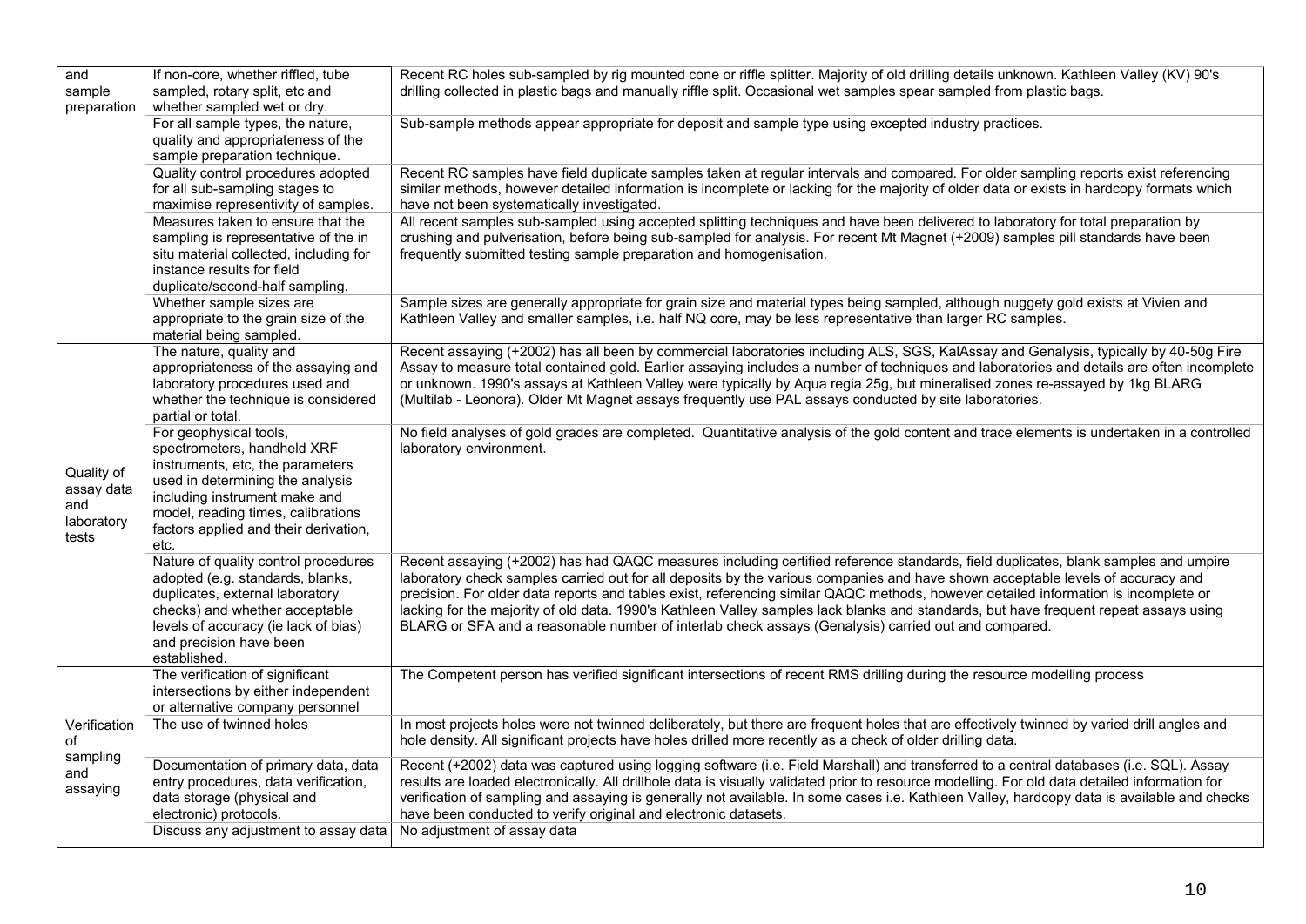| | | |
|---|---|---|
| and sample preparation | If non-core, whether riffled, tube sampled, rotary split, etc and whether sampled wet or dry. | Recent RC holes sub-sampled by rig mounted cone or riffle splitter. Majority of old drilling details unknown. Kathleen Valley (KV) 90's drilling collected in plastic bags and manually riffle split. Occasional wet samples spear sampled from plastic bags. |
| | For all sample types, the nature, quality and appropriateness of the sample preparation technique. | Sub-sample methods appear appropriate for deposit and sample type using excepted industry practices. |
| | Quality control procedures adopted for all sub-sampling stages to maximise representivity of samples. | Recent RC samples have field duplicate samples taken at regular intervals and compared. For older sampling reports exist referencing similar methods, however detailed information is incomplete or lacking for the majority of older data or exists in hardcopy formats which have not been systematically investigated. |
| | Measures taken to ensure that the sampling is representative of the in situ material collected, including for instance results for field duplicate/second-half sampling. | All recent samples sub-sampled using accepted splitting techniques and have been delivered to laboratory for total preparation by crushing and pulverisation, before being sub-sampled for analysis. For recent Mt Magnet (+2009) samples pill standards have been frequently submitted testing sample preparation and homogenisation. |
| | Whether sample sizes are appropriate to the grain size of the material being sampled. | Sample sizes are generally appropriate for grain size and material types being sampled, although nuggety gold exists at Vivien and Kathleen Valley and smaller samples, i.e. half NQ core, may be less representative than larger RC samples. |
| Quality of assay data and laboratory tests | The nature, quality and appropriateness of the assaying and laboratory procedures used and whether the technique is considered partial or total. | Recent assaying (+2002) has all been by commercial laboratories including ALS, SGS, KalAssay and Genalysis, typically by 40-50g Fire Assay to measure total contained gold. Earlier assaying includes a number of techniques and laboratories and details are often incomplete or unknown. 1990's assays at Kathleen Valley were typically by Aqua regia 25g, but mineralised zones re-assayed by 1kg BLARG (Multilab - Leonora). Older Mt Magnet assays frequently use PAL assays conducted by site laboratories. |
| | For geophysical tools, spectrometers, handheld XRF instruments, etc, the parameters used in determining the analysis including instrument make and model, reading times, calibrations factors applied and their derivation, etc. | No field analyses of gold grades are completed. Quantitative analysis of the gold content and trace elements is undertaken in a controlled laboratory environment. |
| | Nature of quality control procedures adopted (e.g. standards, blanks, duplicates, external laboratory checks) and whether acceptable levels of accuracy (ie lack of bias) and precision have been established. | Recent assaying (+2002) has had QAQC measures including certified reference standards, field duplicates, blank samples and umpire laboratory check samples carried out for all deposits by the various companies and have shown acceptable levels of accuracy and precision. For older data reports and tables exist, referencing similar QAQC methods, however detailed information is incomplete or lacking for the majority of old data. 1990's Kathleen Valley samples lack blanks and standards, but have frequent repeat assays using BLARG or SFA and a reasonable number of interlab check assays (Genalysis) carried out and compared. |
| Verification of sampling and assaying | The verification of significant intersections by either independent or alternative company personnel | The Competent person has verified significant intersections of recent RMS drilling during the resource modelling process |
| | The use of twinned holes | In most projects holes were not twinned deliberately, but there are frequent holes that are effectively twinned by varied drill angles and hole density. All significant projects have holes drilled more recently as a check of older drilling data. |
| | Documentation of primary data, data entry procedures, data verification, data storage (physical and electronic) protocols. | Recent (+2002) data was captured using logging software (i.e. Field Marshall) and transferred to a central databases (i.e. SQL). Assay results are loaded electronically. All drillhole data is visually validated prior to resource modelling. For old data detailed information for verification of sampling and assaying is generally not available. In some cases i.e. Kathleen Valley, hardcopy data is available and checks have been conducted to verify original and electronic datasets. |
| | Discuss any adjustment to assay data | No adjustment of assay data |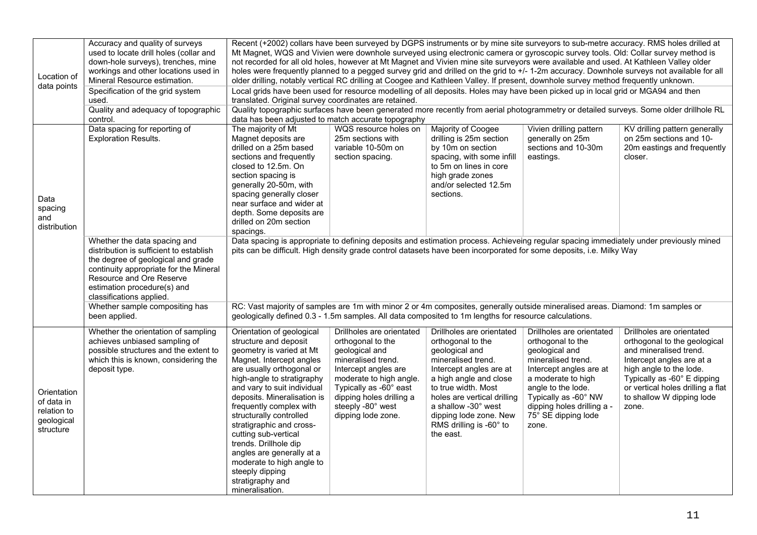| | | | | | | |
|---|---|---|---|---|---|---|
| Location of data points | Accuracy and quality of surveys used to locate drill holes (collar and down-hole surveys), trenches, mine workings and other locations used in Mineral Resource estimation. | Recent (+2002) collars have been surveyed by DGPS instruments or by mine site surveyors to sub-metre accuracy. RMS holes drilled at Mt Magnet, WQS and Vivien were downhole surveyed using electronic camera or gyroscopic survey tools. Old: Collar survey method is not recorded for all old holes, however at Mt Magnet and Vivien mine site surveyors were available and used. At Kathleen Valley older holes were frequently planned to a pegged survey grid and drilled on the grid to +/- 1-2m accuracy. Downhole surveys not available for all older drilling, notably vertical RC drilling at Coogee and Kathleen Valley. If present, downhole survey method frequently unknown. | | | | |
| | Specification of the grid system used. | Local grids have been used for resource modelling of all deposits. Holes may have been picked up in local grid or MGA94 and then translated. Original survey coordinates are retained. | | | | |
| | Quality and adequacy of topographic control. | Quality topographic surfaces have been generated more recently from aerial photogrammetry or detailed surveys. Some older drillhole RL data has been adjusted to match accurate topography | | | | |
| Data spacing and distribution | Data spacing for reporting of Exploration Results. | The majority of Mt Magnet deposits are drilled on a 25m based sections and frequently closed to 12.5m. On section spacing is generally 20-50m, with spacing generally closer near surface and wider at depth. Some deposits are drilled on 20m section spacings. | WQS resource holes on 25m sections with variable 10-50m on section spacing. | Majority of Coogee drilling is 25m section by 10m on section spacing, with some infill to 5m on lines in core high grade zones and/or selected 12.5m sections. | Vivien drilling pattern generally on 25m sections and 10-30m eastings. | KV drilling pattern generally on 25m sections and 10-20m eastings and frequently closer. |
| | Whether the data spacing and distribution is sufficient to establish the degree of geological and grade continuity appropriate for the Mineral Resource and Ore Reserve estimation procedure(s) and classifications applied. | Data spacing is appropriate to defining deposits and estimation process. Achieveing regular spacing immediately under previously mined pits can be difficult. High density grade control datasets have been incorporated for some deposits, i.e. Milky Way | | | | |
| | Whether sample compositing has been applied. | RC: Vast majority of samples are 1m with minor 2 or 4m composites, generally outside mineralised areas. Diamond: 1m samples or geologically defined 0.3 - 1.5m samples. All data composited to 1m lengths for resource calculations. | | | | |
| Orientation of data in relation to geological structure | Whether the orientation of sampling achieves unbiased sampling of possible structures and the extent to which this is known, considering the deposit type. | Orientation of geological structure and deposit geometry is varied at Mt Magnet. Intercept angles are usually orthogonal or high-angle to stratigraphy and vary to suit individual deposits. Mineralisation is frequently complex with structurally controlled stratigraphic and cross-cutting sub-vertical trends. Drillhole dip angles are generally at a moderate to high angle to steeply dipping stratigraphy and mineralisation. | Drillholes are orientated orthogonal to the geological and mineralised trend. Intercept angles are moderate to high angle. Typically as -60° east dipping holes drilling a steeply -80° west dipping lode zone. | Drillholes are orientated orthogonal to the geological and mineralised trend. Intercept angles are at a high angle and close to true width. Most holes are vertical drilling a shallow -30° west dipping lode zone. New RMS drilling is -60° to the east. | Drillholes are orientated orthogonal to the geological and mineralised trend. Intercept angles are at a moderate to high angle to the lode. Typically as -60° NW dipping holes drilling a -75° SE dipping lode zone. | Drillholes are orientated orthogonal to the geological and mineralised trend. Intercept angles are at a high angle to the lode. Typically as -60° E dipping or vertical holes drilling a flat to shallow W dipping lode zone. |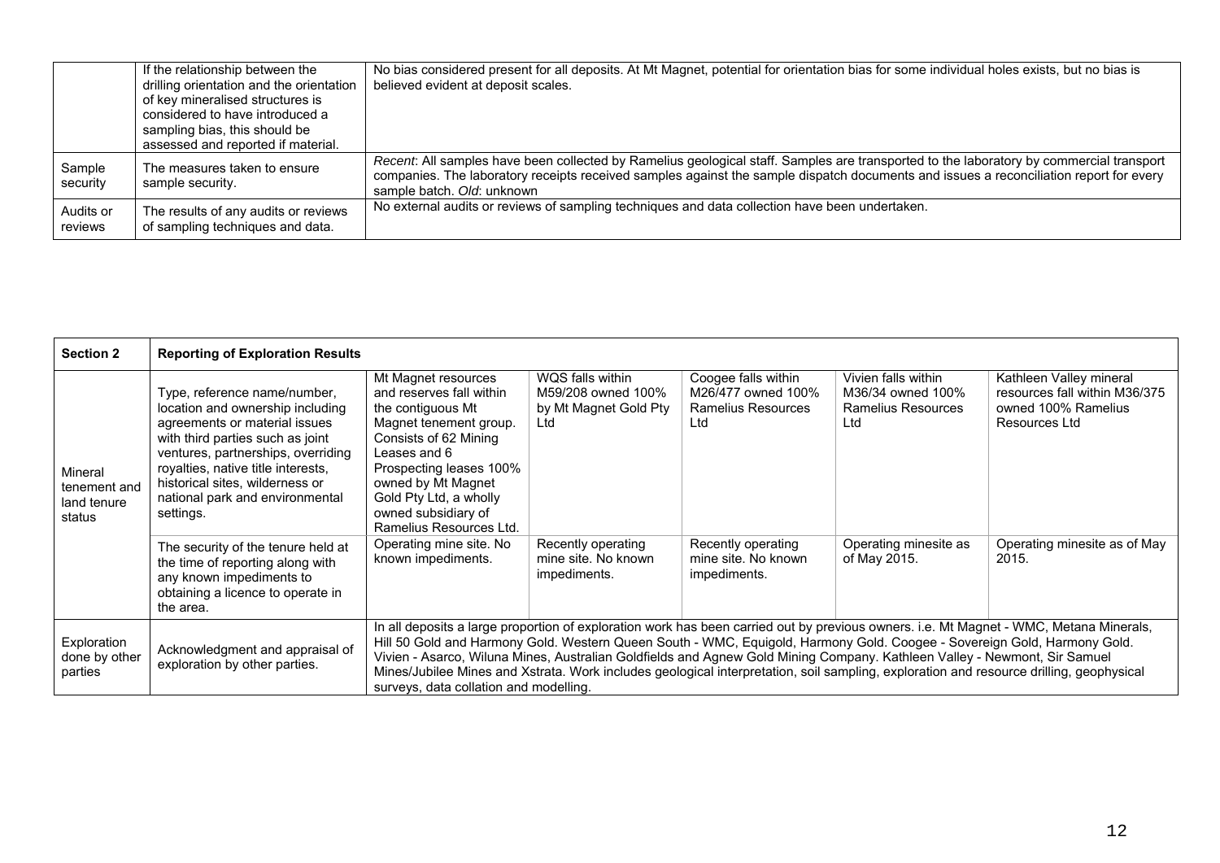| | | |
|---|---|---|
| | If the relationship between the drilling orientation and the orientation of key mineralised structures is considered to have introduced a sampling bias, this should be assessed and reported if material. | No bias considered present for all deposits. At Mt Magnet, potential for orientation bias for some individual holes exists, but no bias is believed evident at deposit scales. |
| Sample security | The measures taken to ensure sample security. | *Recent*: All samples have been collected by Ramelius geological staff. Samples are transported to the laboratory by commercial transport companies. The laboratory receipts received samples against the sample dispatch documents and issues a reconciliation report for every sample batch. *Old*: unknown |
| Audits or reviews | The results of any audits or reviews of sampling techniques and data. | No external audits or reviews of sampling techniques and data collection have been undertaken. |

| **Section 2** | **Reporting of Exploration Results** | | | | | |
|---|---|---|---|---|---|---|
| Mineral tenement and land tenure status | Type, reference name/number, location and ownership including agreements or material issues with third parties such as joint ventures, partnerships, overriding royalties, native title interests, historical sites, wilderness or national park and environmental settings. | Mt Magnet resources and reserves fall within the contiguous Mt Magnet tenement group. Consists of 62 Mining Leases and 6 Prospecting leases 100% owned by Mt Magnet Gold Pty Ltd, a wholly owned subsidiary of Ramelius Resources Ltd. | WQS falls within M59/208 owned 100% by Mt Magnet Gold Pty Ltd | Coogee falls within M26/477 owned 100% Ramelius Resources Ltd | Vivien falls within M36/34 owned 100% Ramelius Resources Ltd | Kathleen Valley mineral resources fall within M36/375 owned 100% Ramelius Resources Ltd |
| | The security of the tenure held at the time of reporting along with any known impediments to obtaining a licence to operate in the area. | Operating mine site. No known impediments. | Recently operating mine site. No known impediments. | Recently operating mine site. No known impediments. | Operating minesite as of May 2015. | Operating minesite as of May 2015. |
| Exploration done by other parties | Acknowledgment and appraisal of exploration by other parties. | In all deposits a large proportion of exploration work has been carried out by previous owners. i.e. Mt Magnet - WMC, Metana Minerals, Hill 50 Gold and Harmony Gold. Western Queen South - WMC, Equigold, Harmony Gold. Coogee - Sovereign Gold, Harmony Gold. Vivien - Asarco, Wiluna Mines, Australian Goldfields and Agnew Gold Mining Company. Kathleen Valley - Newmont, Sir Samuel Mines/Jubilee Mines and Xstrata. Work includes geological interpretation, soil sampling, exploration and resource drilling, geophysical surveys, data collation and modelling. | | | | |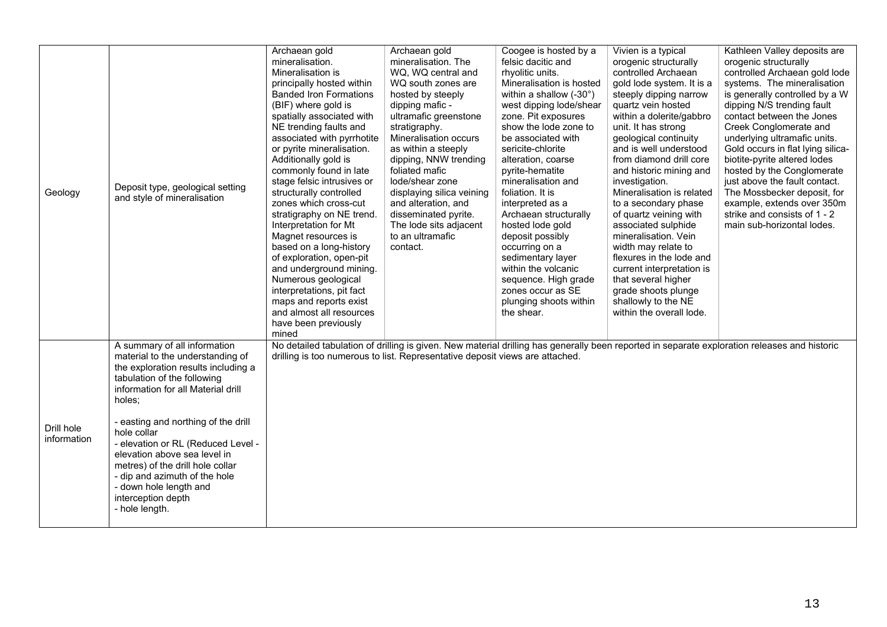| | | | | | | |
|---|---|---|---|---|---|---|
| Geology | Deposit type, geological setting and style of mineralisation | Archaean gold mineralisation. Mineralisation is principally hosted within Banded Iron Formations (BIF) where gold is spatially associated with NE trending faults and associated with pyrrhotite or pyrite mineralisation. Additionally gold is commonly found in late stage felsic intrusives or structurally controlled zones which cross-cut stratigraphy on NE trend. Interpretation for Mt Magnet resources is based on a long-history of exploration, open-pit and underground mining. Numerous geological interpretations, pit fact maps and reports exist and almost all resources have been previously mined | Archaean gold mineralisation. The WQ, WQ central and WQ south zones are hosted by steeply dipping mafic - ultramafic greenstone stratigraphy. Mineralisation occurs as within a steeply dipping, NNW trending foliated mafic lode/shear zone displaying silica veining and alteration, and disseminated pyrite. The lode sits adjacent to an ultramafic contact. | Coogee is hosted by a felsic dacitic and rhyolitic units. Mineralisation is hosted within a shallow (-30°) west dipping lode/shear zone. Pit exposures show the lode zone to be associated with sericite-chlorite alteration, coarse pyrite-hematite mineralisation and foliation. It is interpreted as a Archaean structurally hosted lode gold deposit possibly occurring on a sedimentary layer within the volcanic sequence. High grade zones occur as SE plunging shoots within the shear. | Vivien is a typical orogenic structurally controlled Archaean gold lode system. It is a steeply dipping narrow quartz vein hosted within a dolerite/gabbro unit. It has strong geological continuity and is well understood from diamond drill core and historic mining and investigation. Mineralisation is related to a secondary phase of quartz veining with associated sulphide mineralisation. Vein width may relate to flexures in the lode and current interpretation is that several higher grade shoots plunge shallowly to the NE within the overall lode. | Kathleen Valley deposits are orogenic structurally controlled Archaean gold lode systems. The mineralisation is generally controlled by a W dipping N/S trending fault contact between the Jones Creek Conglomerate and underlying ultramafic units. Gold occurs in flat lying silica-biotite-pyrite altered lodes hosted by the Conglomerate just above the fault contact. The Mossbecker deposit, for example, extends over 350m strike and consists of 1 - 2 main sub-horizontal lodes. |
| Drill hole information | A summary of all information material to the understanding of the exploration results including a tabulation of the following information for all Material drill holes;<br><br>- easting and northing of the drill hole collar<br>- elevation or RL (Reduced Level - elevation above sea level in metres) of the drill hole collar<br>- dip and azimuth of the hole<br>- down hole length and interception depth<br>- hole length. | No detailed tabulation of drilling is given. New material drilling has generally been reported in separate exploration releases and historic drilling is too numerous to list. Representative deposit views are attached. | | | | |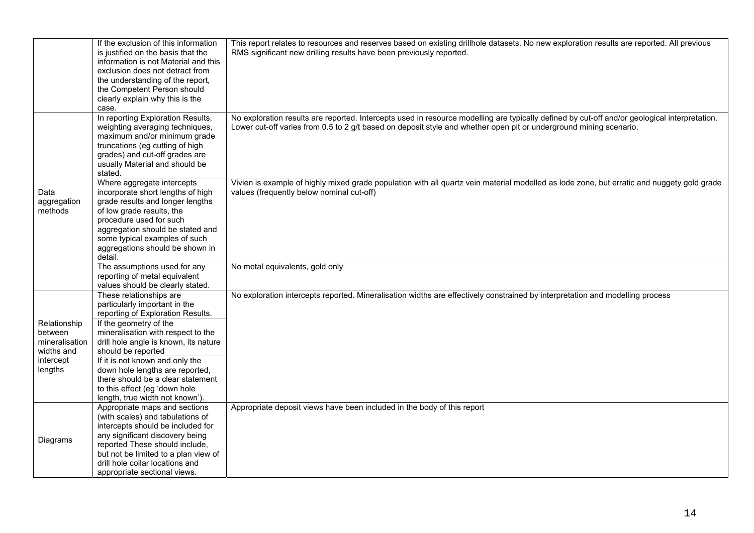| | | |
|---|---|---|
| | If the exclusion of this information is justified on the basis that the information is not Material and this exclusion does not detract from the understanding of the report, the Competent Person should clearly explain why this is the case. | This report relates to resources and reserves based on existing drillhole datasets. No new exploration results are reported. All previous RMS significant new drilling results have been previously reported. |
| Data aggregation methods | In reporting Exploration Results, weighting averaging techniques, maximum and/or minimum grade truncations (eg cutting of high grades) and cut-off grades are usually Material and should be stated. | No exploration results are reported. Intercepts used in resource modelling are typically defined by cut-off and/or geological interpretation. Lower cut-off varies from 0.5 to 2 g/t based on deposit style and whether open pit or underground mining scenario. |
| | Where aggregate intercepts incorporate short lengths of high grade results and longer lengths of low grade results, the procedure used for such aggregation should be stated and some typical examples of such aggregations should be shown in detail. | Vivien is example of highly mixed grade population with all quartz vein material modelled as lode zone, but erratic and nuggety gold grade values (frequently below nominal cut-off) |
| | The assumptions used for any reporting of metal equivalent values should be clearly stated. | No metal equivalents, gold only |
| Relationship between mineralisation widths and intercept lengths | These relationships are particularly important in the reporting of Exploration Results. | No exploration intercepts reported. Mineralisation widths are effectively constrained by interpretation and modelling process |
| | If the geometry of the mineralisation with respect to the drill hole angle is known, its nature should be reported | |
| | If it is not known and only the down hole lengths are reported, there should be a clear statement to this effect (eg 'down hole length, true width not known'). | |
| Diagrams | Appropriate maps and sections (with scales) and tabulations of intercepts should be included for any significant discovery being reported These should include, but not be limited to a plan view of drill hole collar locations and appropriate sectional views. | Appropriate deposit views have been included in the body of this report |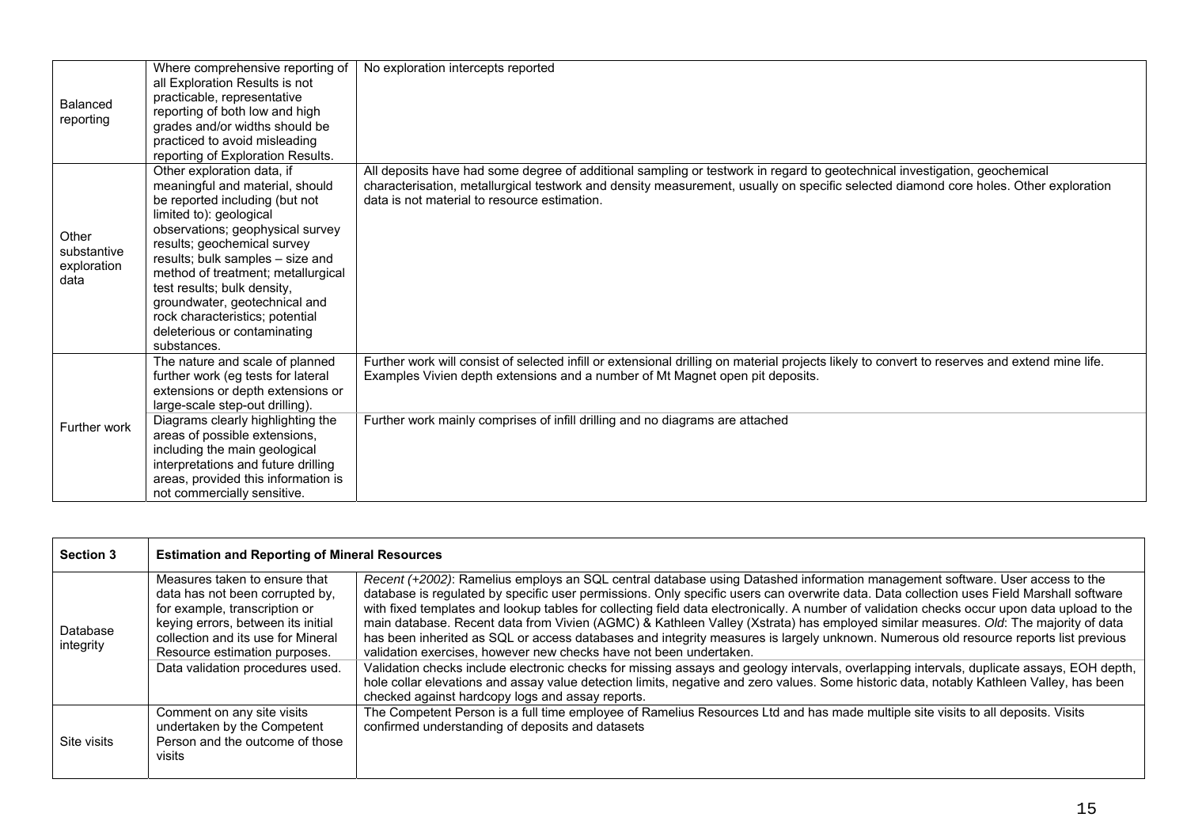| | | |
|---|---|---|
| Balanced reporting | Where comprehensive reporting of all Exploration Results is not practicable, representative reporting of both low and high grades and/or widths should be practiced to avoid misleading reporting of Exploration Results. | No exploration intercepts reported |
| Other substantive exploration data | Other exploration data, if meaningful and material, should be reported including (but not limited to): geological observations; geophysical survey results; geochemical survey results; bulk samples – size and method of treatment; metallurgical test results; bulk density, groundwater, geotechnical and rock characteristics; potential deleterious or contaminating substances. | All deposits have had some degree of additional sampling or testwork in regard to geotechnical investigation, geochemical characterisation, metallurgical testwork and density measurement, usually on specific selected diamond core holes. Other exploration data is not material to resource estimation. |
| Further work | The nature and scale of planned further work (eg tests for lateral extensions or depth extensions or large-scale step-out drilling). | Further work will consist of selected infill or extensional drilling on material projects likely to convert to reserves and extend mine life. Examples Vivien depth extensions and a number of Mt Magnet open pit deposits. |
| | Diagrams clearly highlighting the areas of possible extensions, including the main geological interpretations and future drilling areas, provided this information is not commercially sensitive. | Further work mainly comprises of infill drilling and no diagrams are attached |

| **Section 3** | **Estimation and Reporting of Mineral Resources** | |
|---|---|---|
| Database integrity | Measures taken to ensure that data has not been corrupted by, for example, transcription or keying errors, between its initial collection and its use for Mineral Resource estimation purposes. | *Recent (+2002)*: Ramelius employs an SQL central database using Datashed information management software. User access to the database is regulated by specific user permissions. Only specific users can overwrite data. Data collection uses Field Marshall software with fixed templates and lookup tables for collecting field data electronically. A number of validation checks occur upon data upload to the main database. Recent data from Vivien (AGMC) & Kathleen Valley (Xstrata) has employed similar measures. *Old*: The majority of data has been inherited as SQL or access databases and integrity measures is largely unknown. Numerous old resource reports list previous validation exercises, however new checks have not been undertaken. |
| | Data validation procedures used. | Validation checks include electronic checks for missing assays and geology intervals, overlapping intervals, duplicate assays, EOH depth, hole collar elevations and assay value detection limits, negative and zero values. Some historic data, notably Kathleen Valley, has been checked against hardcopy logs and assay reports. |
| Site visits | Comment on any site visits undertaken by the Competent Person and the outcome of those visits | The Competent Person is a full time employee of Ramelius Resources Ltd and has made multiple site visits to all deposits. Visits confirmed understanding of deposits and datasets |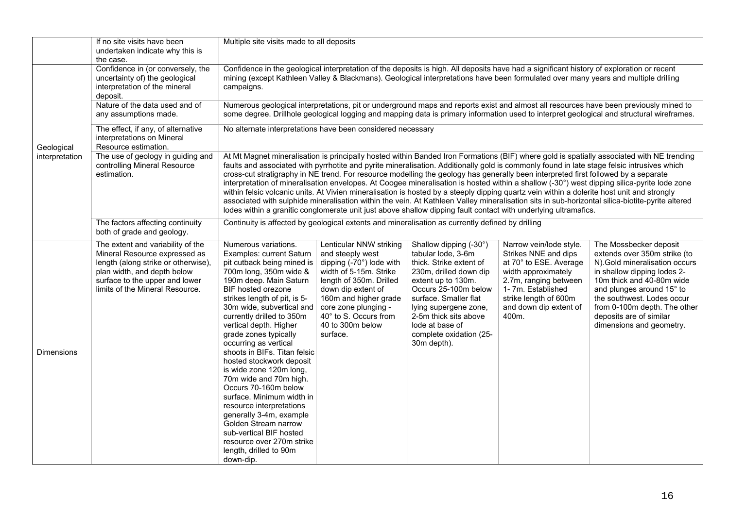| | | | | | | |
|---|---|---|---|---|---|---|
| | If no site visits have been undertaken indicate why this is the case. | Multiple site visits made to all deposits | | | | |
| Geological interpretation | Confidence in (or conversely, the uncertainty of) the geological interpretation of the mineral deposit. | Confidence in the geological interpretation of the deposits is high. All deposits have had a significant history of exploration or recent mining (except Kathleen Valley & Blackmans). Geological interpretations have been formulated over many years and multiple drilling campaigns. | | | | |
| | Nature of the data used and of any assumptions made. | Numerous geological interpretations, pit or underground maps and reports exist and almost all resources have been previously mined to some degree. Drillhole geological logging and mapping data is primary information used to interpret geological and structural wireframes. | | | | |
| | The effect, if any, of alternative interpretations on Mineral Resource estimation. | No alternate interpretations have been considered necessary | | | | |
| | The use of geology in guiding and controlling Mineral Resource estimation. | At Mt Magnet mineralisation is principally hosted within Banded Iron Formations (BIF) where gold is spatially associated with NE trending faults and associated with pyrrhotite and pyrite mineralisation. Additionally gold is commonly found in late stage felsic intrusives which cross-cut stratigraphy in NE trend. For resource modelling the geology has generally been interpreted first followed by a separate interpretation of mineralisation envelopes. At Coogee mineralisation is hosted within a shallow (-30°) west dipping silica-pyrite lode zone within felsic volcanic units. At Vivien mineralisation is hosted by a steeply dipping quartz vein within a dolerite host unit and strongly associated with sulphide mineralisation within the vein. At Kathleen Valley mineralisation sits in sub-horizontal silica-biotite-pyrite altered lodes within a granitic conglomerate unit just above shallow dipping fault contact with underlying ultramafics. | | | | |
| | The factors affecting continuity both of grade and geology. | Continuity is affected by geological extents and mineralisation as currently defined by drilling | | | | |
| Dimensions | The extent and variability of the Mineral Resource expressed as length (along strike or otherwise), plan width, and depth below surface to the upper and lower limits of the Mineral Resource. | Numerous variations. Examples: current Saturn pit cutback being mined is 700m long, 350m wide & 190m deep. Main Saturn BIF hosted orezone strikes length of pit, is 5-30m wide, subvertical and currently drilled to 350m vertical depth. Higher grade zones typically occurring as vertical shoots in BIFs. Titan felsic hosted stockwork deposit is wide zone 120m long, 70m wide and 70m high. Occurs 70-160m below surface. Minimum width in resource interpretations generally 3-4m, example Golden Stream narrow sub-vertical BIF hosted resource over 270m strike length, drilled to 90m down-dip. | Lenticular NNW striking and steeply west dipping (-70°) lode with width of 5-15m. Strike length of 350m. Drilled down dip extent of 160m and higher grade core zone plunging -40° to S. Occurs from 40 to 300m below surface. | Shallow dipping (-30°) tabular lode, 3-6m thick. Strike extent of 230m, drilled down dip extent up to 130m. Occurs 25-100m below surface. Smaller flat lying supergene zone, 2-5m thick sits above lode at base of complete oxidation (25-30m depth). | Narrow vein/lode style. Strikes NNE and dips at 70° to ESE. Average width approximately 2.7m, ranging between 1- 7m. Established strike length of 600m and down dip extent of 400m. | The Mossbecker deposit extends over 350m strike (to N).Gold mineralisation occurs in shallow dipping lodes 2-10m thick and 40-80m wide and plunges around 15° to the southwest. Lodes occur from 0-100m depth. The other deposits are of similar dimensions and geometry. |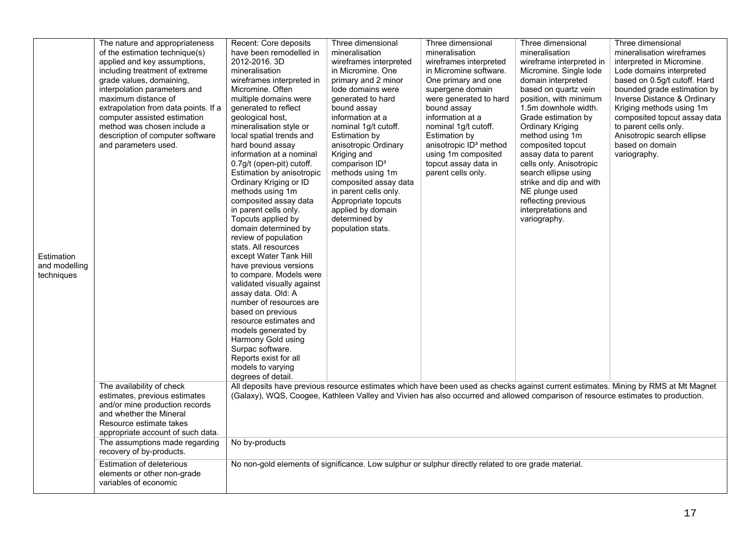| | | | | | | |
|---|---|---|---|---|---|---|
| Estimation and modelling techniques | The nature and appropriateness of the estimation technique(s) applied and key assumptions, including treatment of extreme grade values, domaining, interpolation parameters and maximum distance of extrapolation from data points. If a computer assisted estimation method was chosen include a description of computer software and parameters used. | Recent: Core deposits have been remodelled in 2012-2016. 3D mineralisation wireframes interpreted in Micromine. Often multiple domains were generated to reflect geological host, mineralisation style or local spatial trends and hard bound assay information at a nominal 0.7g/t (open-pit) cutoff. Estimation by anisotropic Ordinary Kriging or ID methods using 1m composited assay data in parent cells only. Topcuts applied by domain determined by review of population stats. All resources except Water Tank Hill have previous versions to compare. Models were validated visually against assay data. Old: A number of resources are based on previous resource estimates and models generated by Harmony Gold using Surpac software. Reports exist for all models to varying degrees of detail. | Three dimensional mineralisation wireframes interpreted in Micromine. One primary and 2 minor lode domains were generated to hard bound assay information at a nominal 1g/t cutoff. Estimation by anisotropic Ordinary Kriging and comparison $ID^3$ methods using 1m composited assay data in parent cells only. Appropriate topcuts applied by domain determined by population stats. | Three dimensional mineralisation wireframes interpreted in Micromine software. One primary and one supergene domain were generated to hard bound assay information at a nominal 1g/t cutoff. Estimation by anisotropic $ID^3$ method using 1m composited topcut assay data in parent cells only. | Three dimensional mineralisation wireframe interpreted in Micromine. Single lode domain interpreted based on quartz vein position, with minimum 1.5m downhole width. Grade estimation by Ordinary Kriging method using 1m composited topcut assay data to parent cells only. Anisotropic search ellipse using strike and dip and with NE plunge used reflecting previous interpretations and variography. | Three dimensional mineralisation wireframes interpreted in Micromine. Lode domains interpreted based on 0.5g/t cutoff. Hard bounded grade estimation by Inverse Distance & Ordinary Kriging methods using 1m composited topcut assay data to parent cells only. Anisotropic search ellipse based on domain variography. |
| | The availability of check estimates, previous estimates and/or mine production records and whether the Mineral Resource estimate takes appropriate account of such data. | All deposits have previous resource estimates which have been used as checks against current estimates. Mining by RMS at Mt Magnet (Galaxy), WQS, Coogee, Kathleen Valley and Vivien has also occurred and allowed comparison of resource estimates to production. | | | | |
| | The assumptions made regarding recovery of by-products. | No by-products | | | | |
| | Estimation of deleterious elements or other non-grade variables of economic | No non-gold elements of significance. Low sulphur or sulphur directly related to ore grade material. | | | | |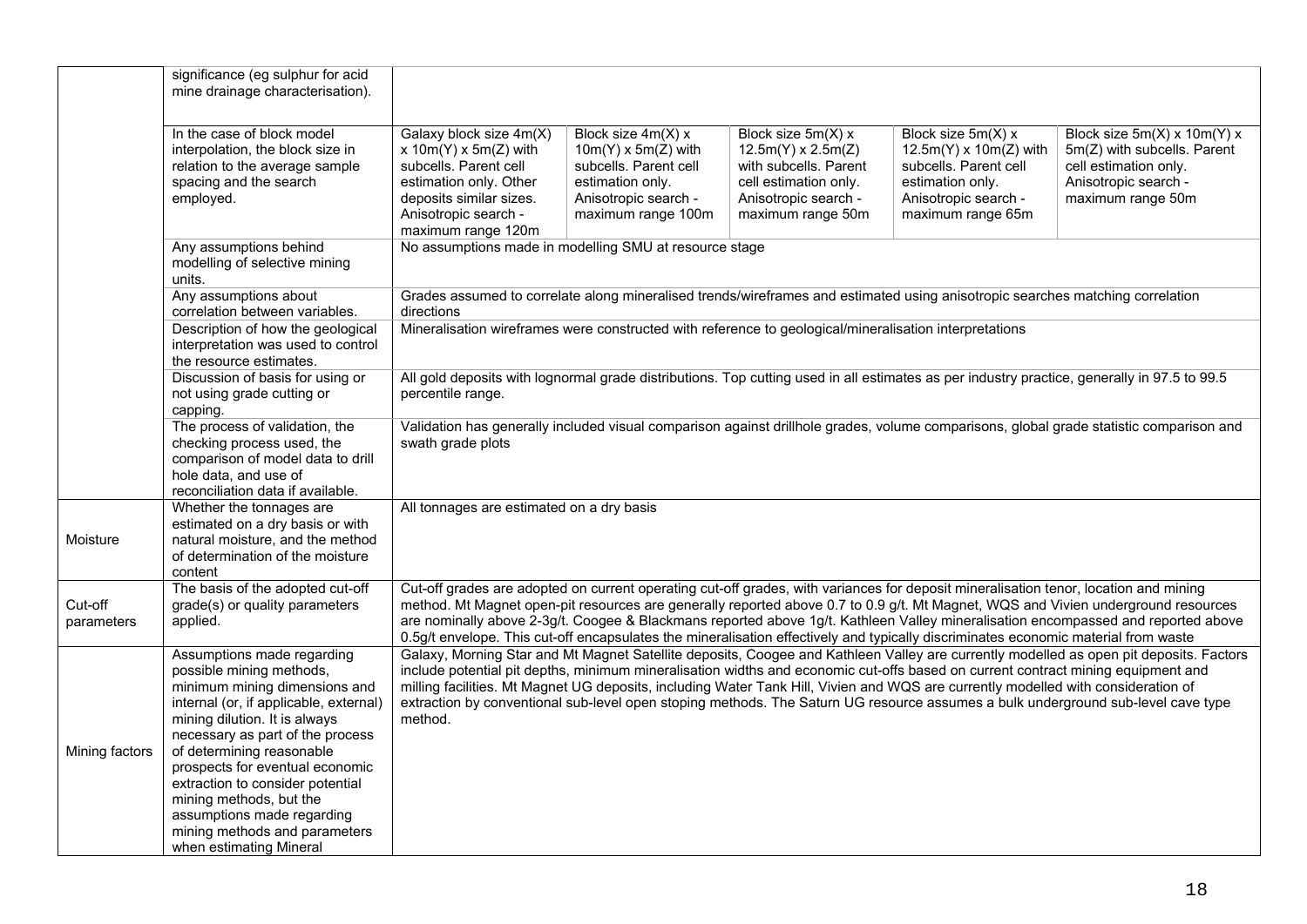| | | | | | | |
|---|---|---|---|---|---|---|
| | significance (eg sulphur for acid mine drainage characterisation). | | | | | |
| | In the case of block model interpolation, the block size in relation to the average sample spacing and the search employed. | Galaxy block size 4m(X) x 10m(Y) x 5m(Z) with subcells. Parent cell estimation only. Other deposits similar sizes. Anisotropic search - maximum range 120m | Block size 4m(X) x 10m(Y) x 5m(Z) with subcells. Parent cell estimation only. Anisotropic search - maximum range 100m | Block size 5m(X) x 12.5m(Y) x 2.5m(Z) with subcells. Parent cell estimation only. Anisotropic search - maximum range 50m | Block size 5m(X) x 12.5m(Y) x 10m(Z) with subcells. Parent cell estimation only. Anisotropic search - maximum range 65m | Block size 5m(X) x 10m(Y) x 5m(Z) with subcells. Parent cell estimation only. Anisotropic search - maximum range 50m |
| | Any assumptions behind modelling of selective mining units. | No assumptions made in modelling SMU at resource stage | | | | |
| | Any assumptions about correlation between variables. | Grades assumed to correlate along mineralised trends/wireframes and estimated using anisotropic searches matching correlation directions | | | | |
| | Description of how the geological interpretation was used to control the resource estimates. | Mineralisation wireframes were constructed with reference to geological/mineralisation interpretations | | | | |
| | Discussion of basis for using or not using grade cutting or capping. | All gold deposits with lognormal grade distributions. Top cutting used in all estimates as per industry practice, generally in 97.5 to 99.5 percentile range. | | | | |
| | The process of validation, the checking process used, the comparison of model data to drill hole data, and use of reconciliation data if available. | Validation has generally included visual comparison against drillhole grades, volume comparisons, global grade statistic comparison and swath grade plots | | | | |
| Moisture | Whether the tonnages are estimated on a dry basis or with natural moisture, and the method of determination of the moisture content | All tonnages are estimated on a dry basis | | | | |
| Cut-off parameters | The basis of the adopted cut-off grade(s) or quality parameters applied. | Cut-off grades are adopted on current operating cut-off grades, with variances for deposit mineralisation tenor, location and mining method. Mt Magnet open-pit resources are generally reported above 0.7 to 0.9 g/t. Mt Magnet, WQS and Vivien underground resources are nominally above 2-3g/t. Coogee & Blackmans reported above 1g/t. Kathleen Valley mineralisation encompassed and reported above 0.5g/t envelope. This cut-off encapsulates the mineralisation effectively and typically discriminates economic material from waste | | | | |
| Mining factors | Assumptions made regarding possible mining methods, minimum mining dimensions and internal (or, if applicable, external) mining dilution. It is always necessary as part of the process of determining reasonable prospects for eventual economic extraction to consider potential mining methods, but the assumptions made regarding mining methods and parameters when estimating Mineral | Galaxy, Morning Star and Mt Magnet Satellite deposits, Coogee and Kathleen Valley are currently modelled as open pit deposits. Factors include potential pit depths, minimum mineralisation widths and economic cut-offs based on current contract mining equipment and milling facilities. Mt Magnet UG deposits, including Water Tank Hill, Vivien and WQS are currently modelled with consideration of extraction by conventional sub-level open stoping methods. The Saturn UG resource assumes a bulk underground sub-level cave type method. | | | | |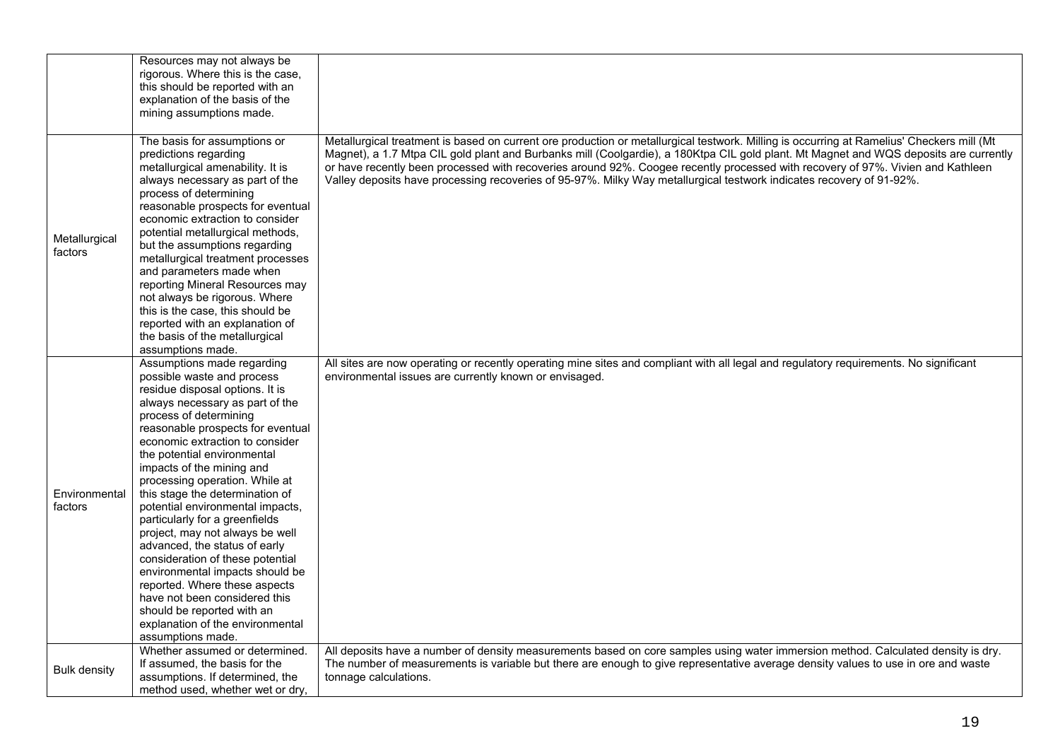| | | |
|---|---|---|
| | Resources may not always be rigorous. Where this is the case, this should be reported with an explanation of the basis of the mining assumptions made. | |
| Metallurgical factors | The basis for assumptions or predictions regarding metallurgical amenability. It is always necessary as part of the process of determining reasonable prospects for eventual economic extraction to consider potential metallurgical methods, but the assumptions regarding metallurgical treatment processes and parameters made when reporting Mineral Resources may not always be rigorous. Where this is the case, this should be reported with an explanation of the basis of the metallurgical assumptions made. | Metallurgical treatment is based on current ore production or metallurgical testwork. Milling is occurring at Ramelius' Checkers mill (Mt Magnet), a 1.7 Mtpa CIL gold plant and Burbanks mill (Coolgardie), a 180Ktpa CIL gold plant. Mt Magnet and WQS deposits are currently or have recently been processed with recoveries around 92%. Coogee recently processed with recovery of 97%. Vivien and Kathleen Valley deposits have processing recoveries of 95-97%. Milky Way metallurgical testwork indicates recovery of 91-92%. |
| Environmental factors | Assumptions made regarding possible waste and process residue disposal options. It is always necessary as part of the process of determining reasonable prospects for eventual economic extraction to consider the potential environmental impacts of the mining and processing operation. While at this stage the determination of potential environmental impacts, particularly for a greenfields project, may not always be well advanced, the status of early consideration of these potential environmental impacts should be reported. Where these aspects have not been considered this should be reported with an explanation of the environmental assumptions made. | All sites are now operating or recently operating mine sites and compliant with all legal and regulatory requirements. No significant environmental issues are currently known or envisaged. |
| Bulk density | Whether assumed or determined. If assumed, the basis for the assumptions. If determined, the method used, whether wet or dry, | All deposits have a number of density measurements based on core samples using water immersion method. Calculated density is dry. The number of measurements is variable but there are enough to give representative average density values to use in ore and waste tonnage calculations. |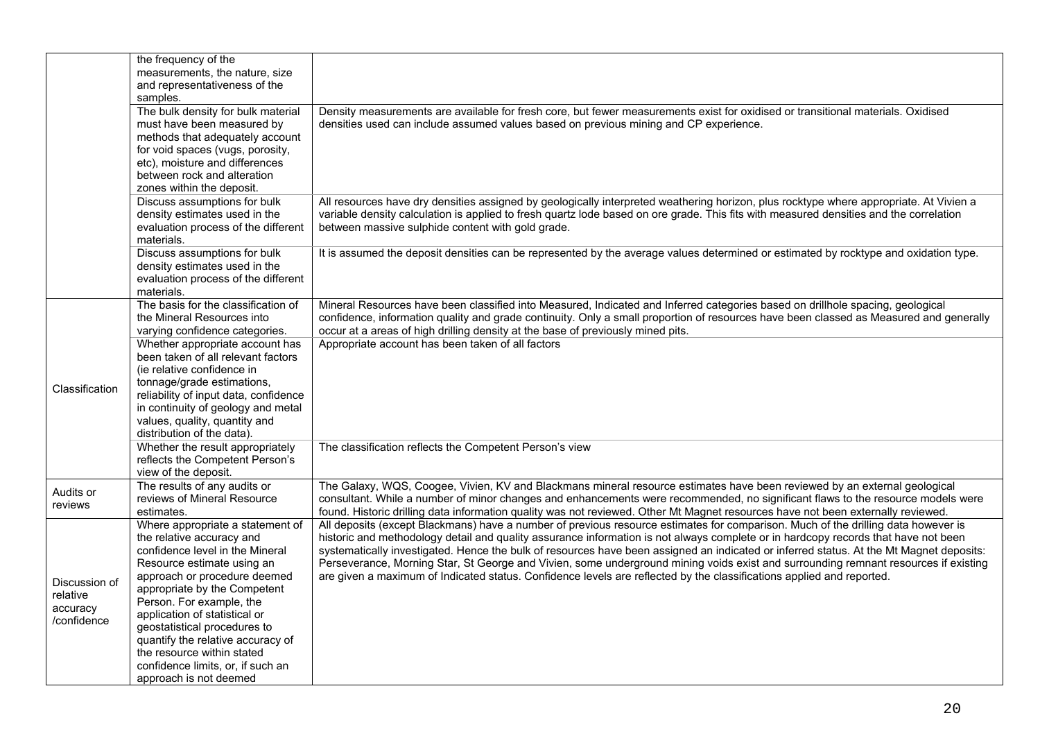| | | |
|---|---|---|
| | the frequency of the measurements, the nature, size and representativeness of the samples. | |
| | The bulk density for bulk material must have been measured by methods that adequately account for void spaces (vugs, porosity, etc), moisture and differences between rock and alteration zones within the deposit. | Density measurements are available for fresh core, but fewer measurements exist for oxidised or transitional materials. Oxidised densities used can include assumed values based on previous mining and CP experience. |
| | Discuss assumptions for bulk density estimates used in the evaluation process of the different materials. | All resources have dry densities assigned by geologically interpreted weathering horizon, plus rocktype where appropriate. At Vivien a variable density calculation is applied to fresh quartz lode based on ore grade. This fits with measured densities and the correlation between massive sulphide content with gold grade. |
| | Discuss assumptions for bulk density estimates used in the evaluation process of the different materials. | It is assumed the deposit densities can be represented by the average values determined or estimated by rocktype and oxidation type. |
| Classification | The basis for the classification of the Mineral Resources into varying confidence categories. | Mineral Resources have been classified into Measured, Indicated and Inferred categories based on drillhole spacing, geological confidence, information quality and grade continuity. Only a small proportion of resources have been classed as Measured and generally occur at a areas of high drilling density at the base of previously mined pits. |
| | Whether appropriate account has been taken of all relevant factors (ie relative confidence in tonnage/grade estimations, reliability of input data, confidence in continuity of geology and metal values, quality, quantity and distribution of the data). | Appropriate account has been taken of all factors |
| | Whether the result appropriately reflects the Competent Person's view of the deposit. | The classification reflects the Competent Person's view |
| Audits or reviews | The results of any audits or reviews of Mineral Resource estimates. | The Galaxy, WQS, Coogee, Vivien, KV and Blackmans mineral resource estimates have been reviewed by an external geological consultant. While a number of minor changes and enhancements were recommended, no significant flaws to the resource models were found. Historic drilling data information quality was not reviewed. Other Mt Magnet resources have not been externally reviewed. |
| Discussion of relative accuracy /confidence | Where appropriate a statement of the relative accuracy and confidence level in the Mineral Resource estimate using an approach or procedure deemed appropriate by the Competent Person. For example, the application of statistical or geostatistical procedures to quantify the relative accuracy of the resource within stated confidence limits, or, if such an approach is not deemed | All deposits (except Blackmans) have a number of previous resource estimates for comparison. Much of the drilling data however is historic and methodology detail and quality assurance information is not always complete or in hardcopy records that have not been systematically investigated. Hence the bulk of resources have been assigned an indicated or inferred status. At the Mt Magnet deposits: Perseverance, Morning Star, St George and Vivien, some underground mining voids exist and surrounding remnant resources if existing are given a maximum of Indicated status. Confidence levels are reflected by the classifications applied and reported. |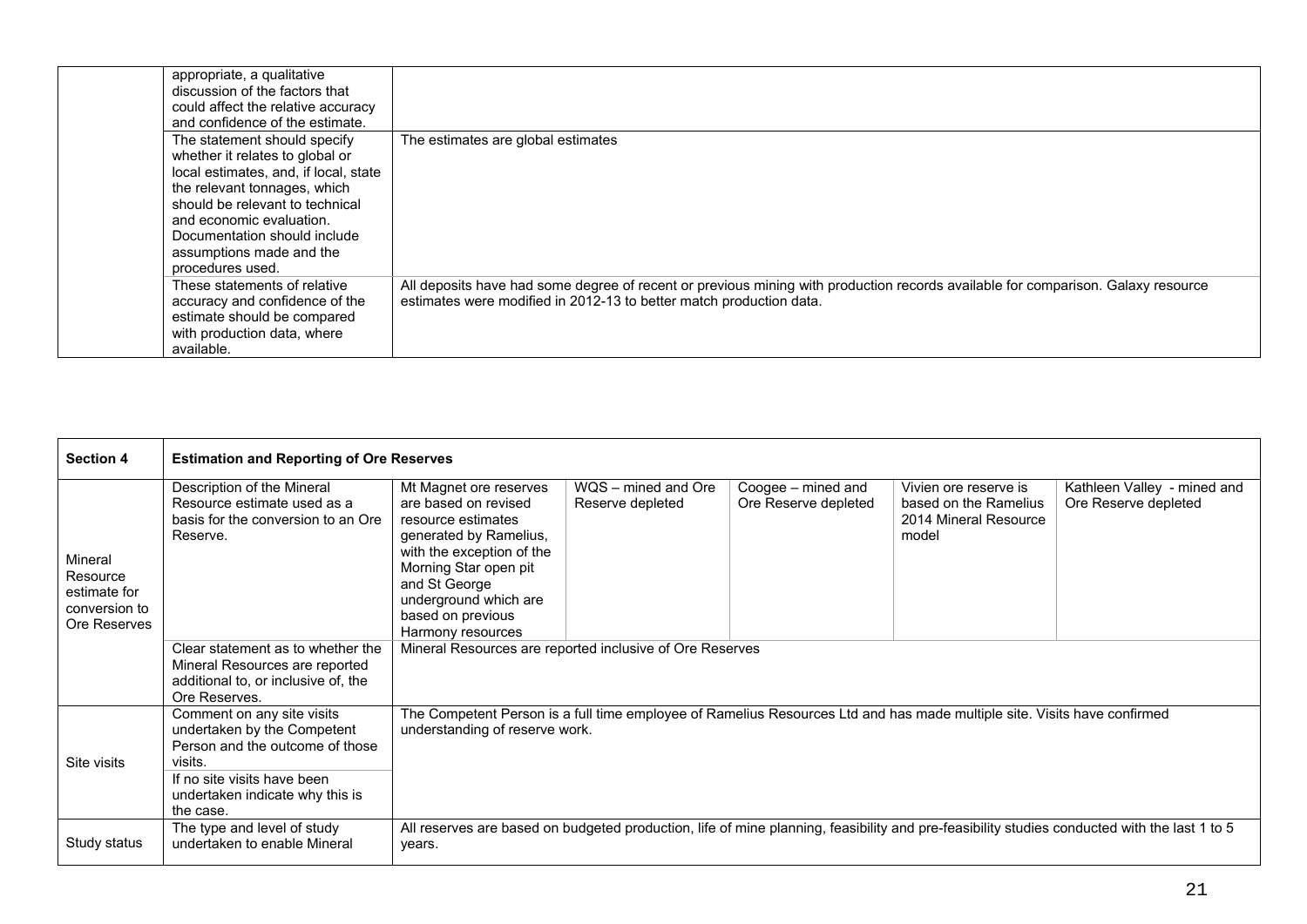| | | |
|---|---|---|
| | appropriate, a qualitative discussion of the factors that could affect the relative accuracy and confidence of the estimate. | |
| | The statement should specify whether it relates to global or local estimates, and, if local, state the relevant tonnages, which should be relevant to technical and economic evaluation. Documentation should include assumptions made and the procedures used. | The estimates are global estimates |
| | These statements of relative accuracy and confidence of the estimate should be compared with production data, where available. | All deposits have had some degree of recent or previous mining with production records available for comparison. Galaxy resource estimates were modified in 2012-13 to better match production data. |

| **Section 4** | **Estimation and Reporting of Ore Reserves** | | | | | |
|---|---|---|---|---|---|---|
| Mineral Resource estimate for conversion to Ore Reserves | Description of the Mineral Resource estimate used as a basis for the conversion to an Ore Reserve. | Mt Magnet ore reserves are based on revised resource estimates generated by Ramelius, with the exception of the Morning Star open pit and St George underground which are based on previous Harmony resources | WQS – mined and Ore Reserve depleted | Coogee – mined and Ore Reserve depleted | Vivien ore reserve is based on the Ramelius 2014 Mineral Resource model | Kathleen Valley - mined and Ore Reserve depleted |
| | Clear statement as to whether the Mineral Resources are reported additional to, or inclusive of, the Ore Reserves. | Mineral Resources are reported inclusive of Ore Reserves | | | | |
| Site visits | Comment on any site visits undertaken by the Competent Person and the outcome of those visits. If no site visits have been undertaken indicate why this is the case. | The Competent Person is a full time employee of Ramelius Resources Ltd and has made multiple site. Visits have confirmed understanding of reserve work. | | | | |
| Study status | The type and level of study undertaken to enable Mineral | All reserves are based on budgeted production, life of mine planning, feasibility and pre-feasibility studies conducted with the last 1 to 5 years. | | | | |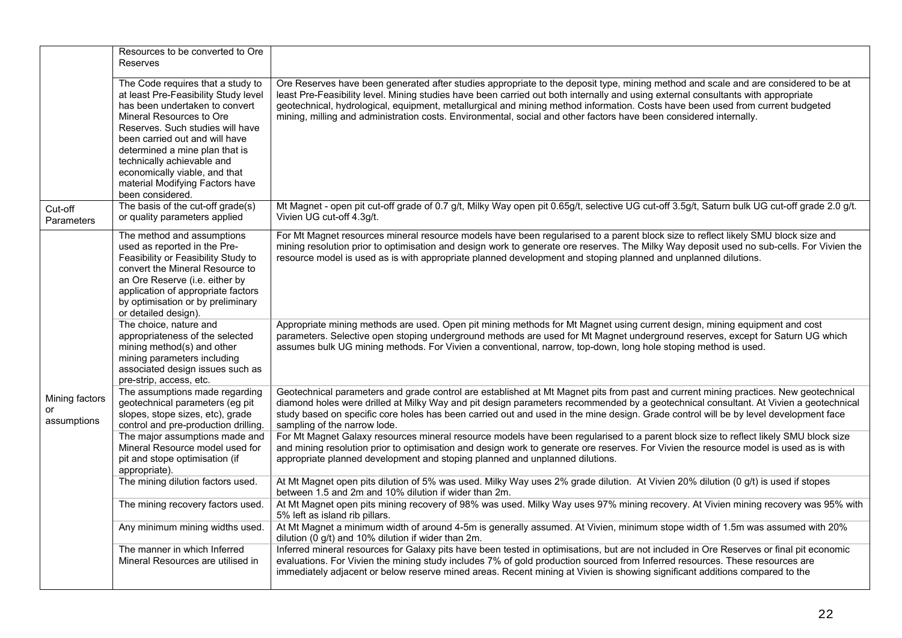| | | |
|---|---|---|
| | Resources to be converted to Ore Reserves | |
| | The Code requires that a study to at least Pre-Feasibility Study level has been undertaken to convert Mineral Resources to Ore Reserves. Such studies will have been carried out and will have determined a mine plan that is technically achievable and economically viable, and that material Modifying Factors have been considered. | Ore Reserves have been generated after studies appropriate to the deposit type, mining method and scale and are considered to be at least Pre-Feasibility level. Mining studies have been carried out both internally and using external consultants with appropriate geotechnical, hydrological, equipment, metallurgical and mining method information. Costs have been used from current budgeted mining, milling and administration costs. Environmental, social and other factors have been considered internally. |
| Cut-off Parameters | The basis of the cut-off grade(s) or quality parameters applied | Mt Magnet - open pit cut-off grade of 0.7 g/t, Milky Way open pit 0.65g/t, selective UG cut-off 3.5g/t, Saturn bulk UG cut-off grade 2.0 g/t. Vivien UG cut-off 4.3g/t. |
| Mining factors or assumptions | The method and assumptions used as reported in the Pre-Feasibility or Feasibility Study to convert the Mineral Resource to an Ore Reserve (i.e. either by application of appropriate factors by optimisation or by preliminary or detailed design). | For Mt Magnet resources mineral resource models have been regularised to a parent block size to reflect likely SMU block size and mining resolution prior to optimisation and design work to generate ore reserves. The Milky Way deposit used no sub-cells. For Vivien the resource model is used as is with appropriate planned development and stoping planned and unplanned dilutions. |
| | The choice, nature and appropriateness of the selected mining method(s) and other mining parameters including associated design issues such as pre-strip, access, etc. | Appropriate mining methods are used. Open pit mining methods for Mt Magnet using current design, mining equipment and cost parameters. Selective open stoping underground methods are used for Mt Magnet underground reserves, except for Saturn UG which assumes bulk UG mining methods. For Vivien a conventional, narrow, top-down, long hole stoping method is used. |
| | The assumptions made regarding geotechnical parameters (eg pit slopes, stope sizes, etc), grade control and pre-production drilling. | Geotechnical parameters and grade control are established at Mt Magnet pits from past and current mining practices. New geotechnical diamond holes were drilled at Milky Way and pit design parameters recommended by a geotechnical consultant. At Vivien a geotechnical study based on specific core holes has been carried out and used in the mine design. Grade control will be by level development face sampling of the narrow lode. |
| | The major assumptions made and Mineral Resource model used for pit and stope optimisation (if appropriate). | For Mt Magnet Galaxy resources mineral resource models have been regularised to a parent block size to reflect likely SMU block size and mining resolution prior to optimisation and design work to generate ore reserves. For Vivien the resource model is used as is with appropriate planned development and stoping planned and unplanned dilutions. |
| | The mining dilution factors used. | At Mt Magnet open pits dilution of 5% was used. Milky Way uses 2% grade dilution. At Vivien 20% dilution (0 g/t) is used if stopes between 1.5 and 2m and 10% dilution if wider than 2m. |
| | The mining recovery factors used. | At Mt Magnet open pits mining recovery of 98% was used. Milky Way uses 97% mining recovery. At Vivien mining recovery was 95% with 5% left as island rib pillars. |
| | Any minimum mining widths used. | At Mt Magnet a minimum width of around 4-5m is generally assumed. At Vivien, minimum stope width of 1.5m was assumed with 20% dilution (0 g/t) and 10% dilution if wider than 2m. |
| | The manner in which Inferred Mineral Resources are utilised in | Inferred mineral resources for Galaxy pits have been tested in optimisations, but are not included in Ore Reserves or final pit economic evaluations. For Vivien the mining study includes 7% of gold production sourced from Inferred resources. These resources are immediately adjacent or below reserve mined areas. Recent mining at Vivien is showing significant additions compared to the |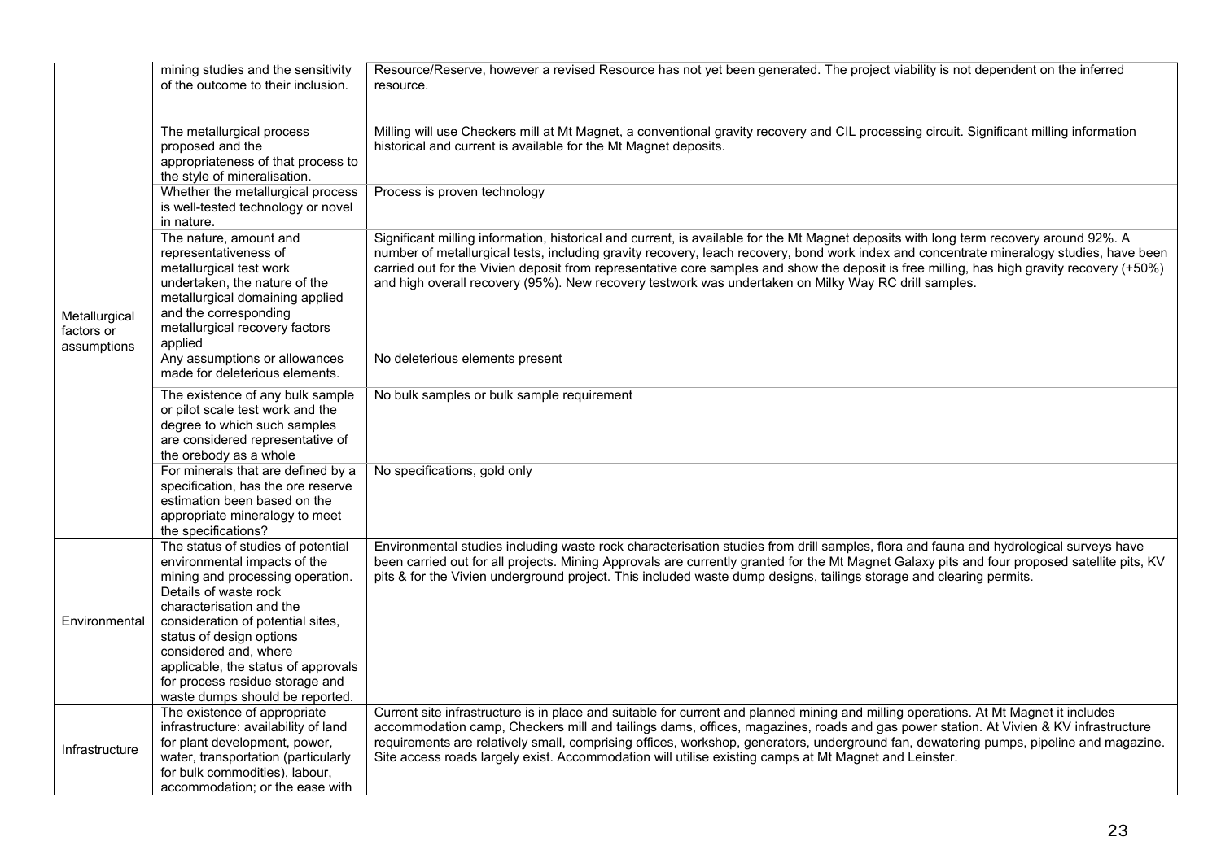| | | |
|---|---|---|
| | mining studies and the sensitivity of the outcome to their inclusion. | Resource/Reserve, however a revised Resource has not yet been generated. The project viability is not dependent on the inferred resource. |
| Metallurgical factors or assumptions | The metallurgical process proposed and the appropriateness of that process to the style of mineralisation. | Milling will use Checkers mill at Mt Magnet, a conventional gravity recovery and CIL processing circuit. Significant milling information historical and current is available for the Mt Magnet deposits. |
| | Whether the metallurgical process is well-tested technology or novel in nature. | Process is proven technology |
| | The nature, amount and representativeness of metallurgical test work undertaken, the nature of the metallurgical domaining applied and the corresponding metallurgical recovery factors applied | Significant milling information, historical and current, is available for the Mt Magnet deposits with long term recovery around 92%. A number of metallurgical tests, including gravity recovery, leach recovery, bond work index and concentrate mineralogy studies, have been carried out for the Vivien deposit from representative core samples and show the deposit is free milling, has high gravity recovery (+50%) and high overall recovery (95%). New recovery testwork was undertaken on Milky Way RC drill samples. |
| | Any assumptions or allowances made for deleterious elements. | No deleterious elements present |
| | The existence of any bulk sample or pilot scale test work and the degree to which such samples are considered representative of the orebody as a whole | No bulk samples or bulk sample requirement |
| | For minerals that are defined by a specification, has the ore reserve estimation been based on the appropriate mineralogy to meet the specifications? | No specifications, gold only |
| Environmental | The status of studies of potential environmental impacts of the mining and processing operation. Details of waste rock characterisation and the consideration of potential sites, status of design options considered and, where applicable, the status of approvals for process residue storage and waste dumps should be reported. | Environmental studies including waste rock characterisation studies from drill samples, flora and fauna and hydrological surveys have been carried out for all projects. Mining Approvals are currently granted for the Mt Magnet Galaxy pits and four proposed satellite pits, KV pits & for the Vivien underground project. This included waste dump designs, tailings storage and clearing permits. |
| Infrastructure | The existence of appropriate infrastructure: availability of land for plant development, power, water, transportation (particularly for bulk commodities), labour, accommodation; or the ease with | Current site infrastructure is in place and suitable for current and planned mining and milling operations. At Mt Magnet it includes accommodation camp, Checkers mill and tailings dams, offices, magazines, roads and gas power station. At Vivien & KV infrastructure requirements are relatively small, comprising offices, workshop, generators, underground fan, dewatering pumps, pipeline and magazine. Site access roads largely exist. Accommodation will utilise existing camps at Mt Magnet and Leinster. |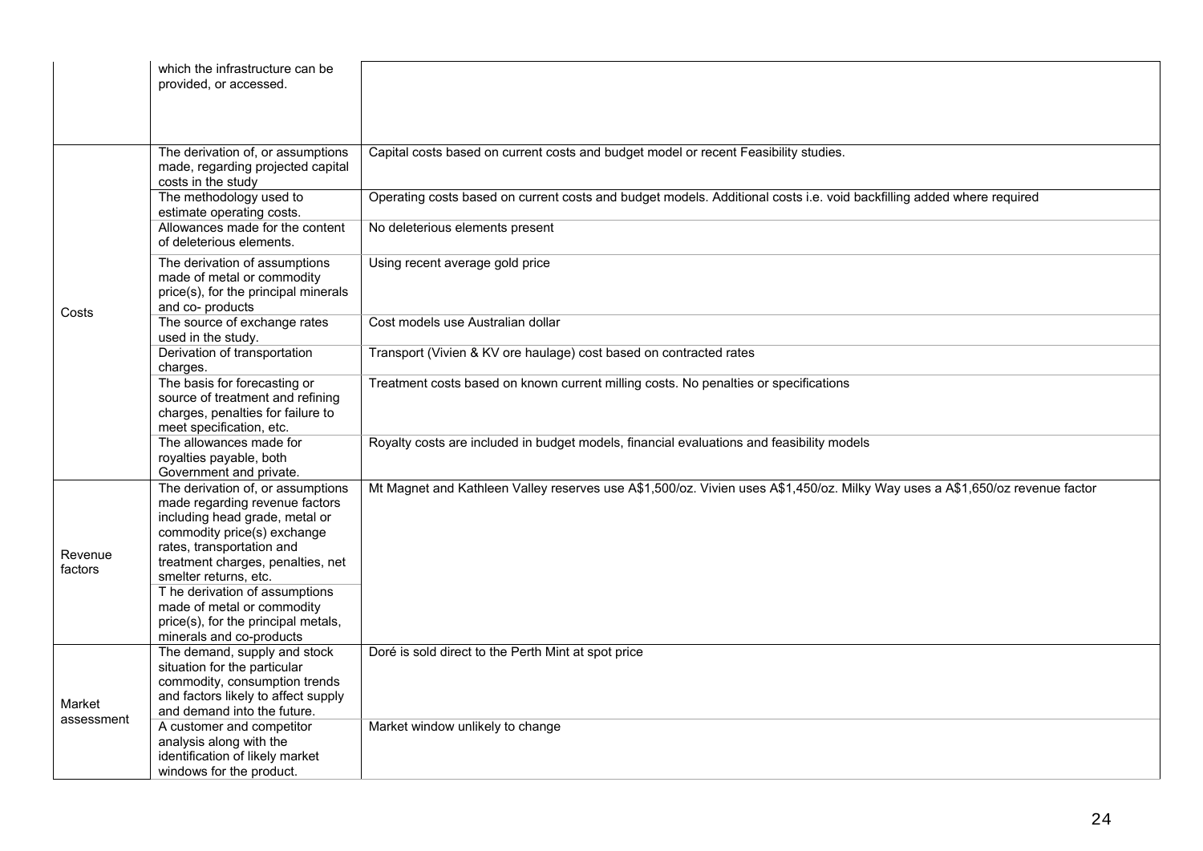| | | |
|---|---|---|
| | which the infrastructure can be provided, or accessed. | |
| Costs | The derivation of, or assumptions made, regarding projected capital costs in the study | Capital costs based on current costs and budget model or recent Feasibility studies. |
| | The methodology used to estimate operating costs. | Operating costs based on current costs and budget models. Additional costs i.e. void backfilling added where required |
| | Allowances made for the content of deleterious elements. | No deleterious elements present |
| | The derivation of assumptions made of metal or commodity price(s), for the principal minerals and co- products | Using recent average gold price |
| | The source of exchange rates used in the study. | Cost models use Australian dollar |
| | Derivation of transportation charges. | Transport (Vivien & KV ore haulage) cost based on contracted rates |
| | The basis for forecasting or source of treatment and refining charges, penalties for failure to meet specification, etc. | Treatment costs based on known current milling costs. No penalties or specifications |
| | The allowances made for royalties payable, both Government and private. | Royalty costs are included in budget models, financial evaluations and feasibility models |
| Revenue factors | The derivation of, or assumptions made regarding revenue factors including head grade, metal or commodity price(s) exchange rates, transportation and treatment charges, penalties, net smelter returns, etc. | Mt Magnet and Kathleen Valley reserves use A$1,500/oz. Vivien uses A$1,450/oz. Milky Way uses a A$1,650/oz revenue factor |
| | T he derivation of assumptions made of metal or commodity price(s), for the principal metals, minerals and co-products | |
| Market assessment | The demand, supply and stock situation for the particular commodity, consumption trends and factors likely to affect supply and demand into the future. | Doré is sold direct to the Perth Mint at spot price |
| | A customer and competitor analysis along with the identification of likely market windows for the product. | Market window unlikely to change |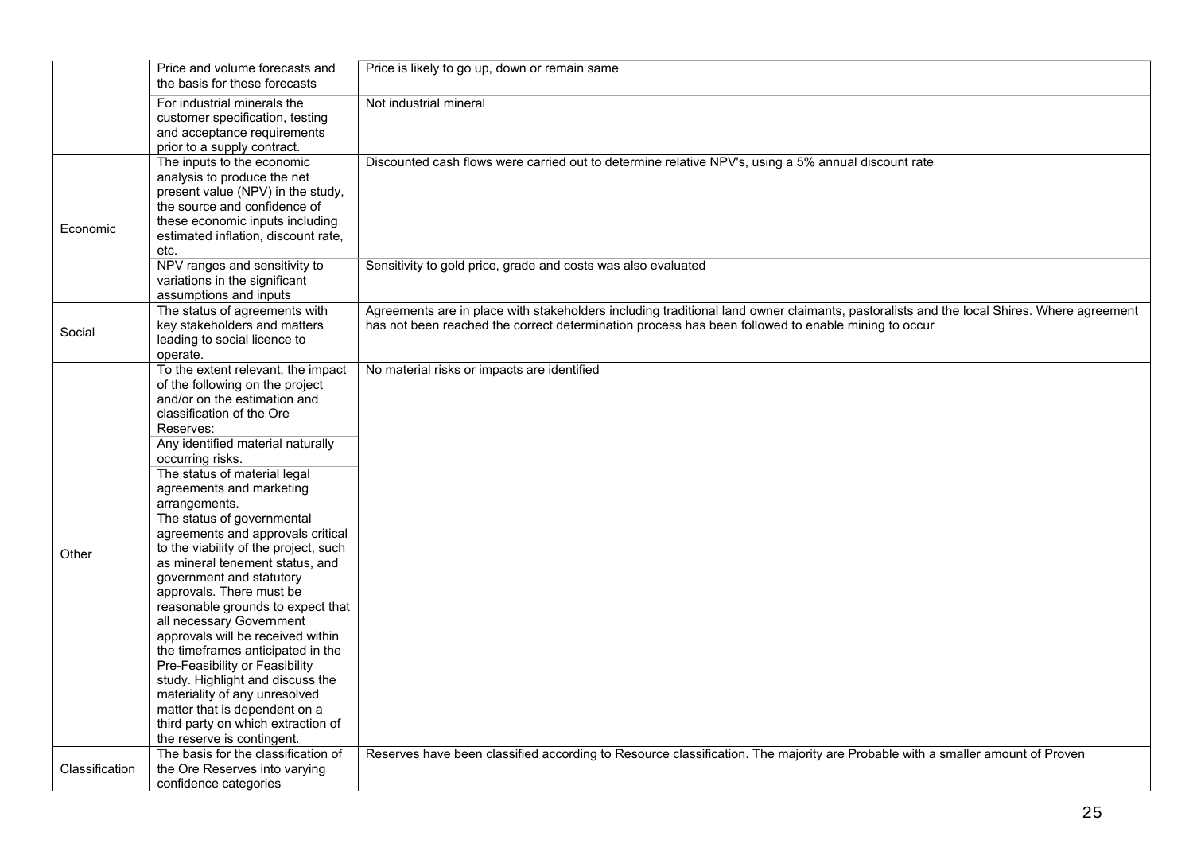| | | |
|---|---|---|
| | Price and volume forecasts and the basis for these forecasts | Price is likely to go up, down or remain same |
| | For industrial minerals the customer specification, testing and acceptance requirements prior to a supply contract. | Not industrial mineral |
| Economic | The inputs to the economic analysis to produce the net present value (NPV) in the study, the source and confidence of these economic inputs including estimated inflation, discount rate, etc. | Discounted cash flows were carried out to determine relative NPV's, using a 5% annual discount rate |
| | NPV ranges and sensitivity to variations in the significant assumptions and inputs | Sensitivity to gold price, grade and costs was also evaluated |
| Social | The status of agreements with key stakeholders and matters leading to social licence to operate. | Agreements are in place with stakeholders including traditional land owner claimants, pastoralists and the local Shires. Where agreement has not been reached the correct determination process has been followed to enable mining to occur |
| Other | To the extent relevant, the impact of the following on the project and/or on the estimation and classification of the Ore Reserves: | No material risks or impacts are identified |
| | Any identified material naturally occurring risks. | |
| | The status of material legal agreements and marketing arrangements. | |
| | The status of governmental agreements and approvals critical to the viability of the project, such as mineral tenement status, and government and statutory approvals. There must be reasonable grounds to expect that all necessary Government approvals will be received within the timeframes anticipated in the Pre-Feasibility or Feasibility study. Highlight and discuss the materiality of any unresolved matter that is dependent on a third party on which extraction of the reserve is contingent. | |
| Classification | The basis for the classification of the Ore Reserves into varying confidence categories | Reserves have been classified according to Resource classification. The majority are Probable with a smaller amount of Proven |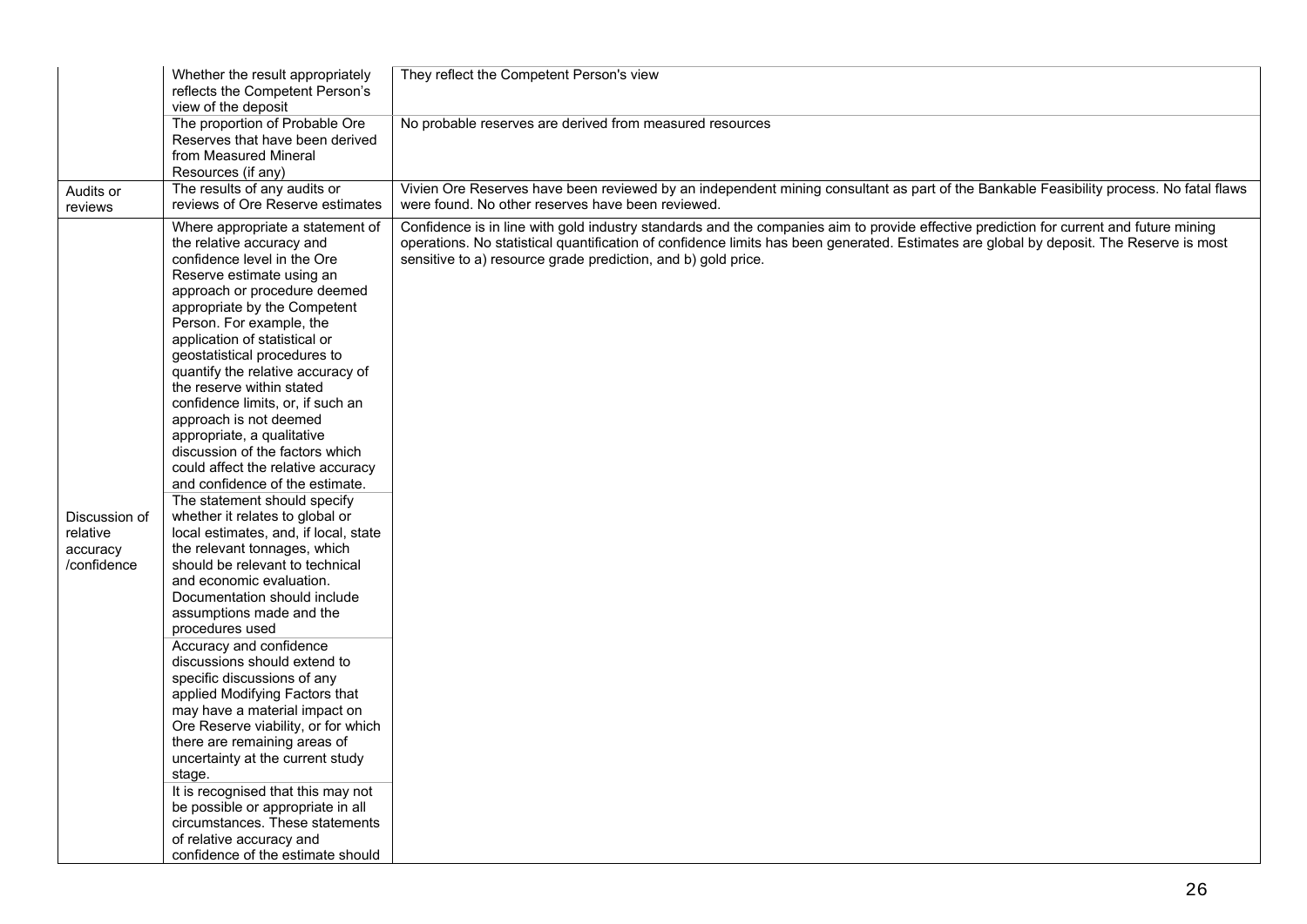| | | |
|---|---|---|
| | Whether the result appropriately reflects the Competent Person's view of the deposit | They reflect the Competent Person's view |
| | The proportion of Probable Ore Reserves that have been derived from Measured Mineral Resources (if any) | No probable reserves are derived from measured resources |
| Audits or reviews | The results of any audits or reviews of Ore Reserve estimates | Vivien Ore Reserves have been reviewed by an independent mining consultant as part of the Bankable Feasibility process. No fatal flaws were found. No other reserves have been reviewed. |
| Discussion of relative accuracy /confidence | Where appropriate a statement of the relative accuracy and confidence level in the Ore Reserve estimate using an approach or procedure deemed appropriate by the Competent Person. For example, the application of statistical or geostatistical procedures to quantify the relative accuracy of the reserve within stated confidence limits, or, if such an approach is not deemed appropriate, a qualitative discussion of the factors which could affect the relative accuracy and confidence of the estimate. | Confidence is in line with gold industry standards and the companies aim to provide effective prediction for current and future mining operations. No statistical quantification of confidence limits has been generated. Estimates are global by deposit. The Reserve is most sensitive to a) resource grade prediction, and b) gold price. |
| | The statement should specify whether it relates to global or local estimates, and, if local, state the relevant tonnages, which should be relevant to technical and economic evaluation. Documentation should include assumptions made and the procedures used | |
| | Accuracy and confidence discussions should extend to specific discussions of any applied Modifying Factors that may have a material impact on Ore Reserve viability, or for which there are remaining areas of uncertainty at the current study stage. | |
| | It is recognised that this may not be possible or appropriate in all circumstances. These statements of relative accuracy and confidence of the estimate should | |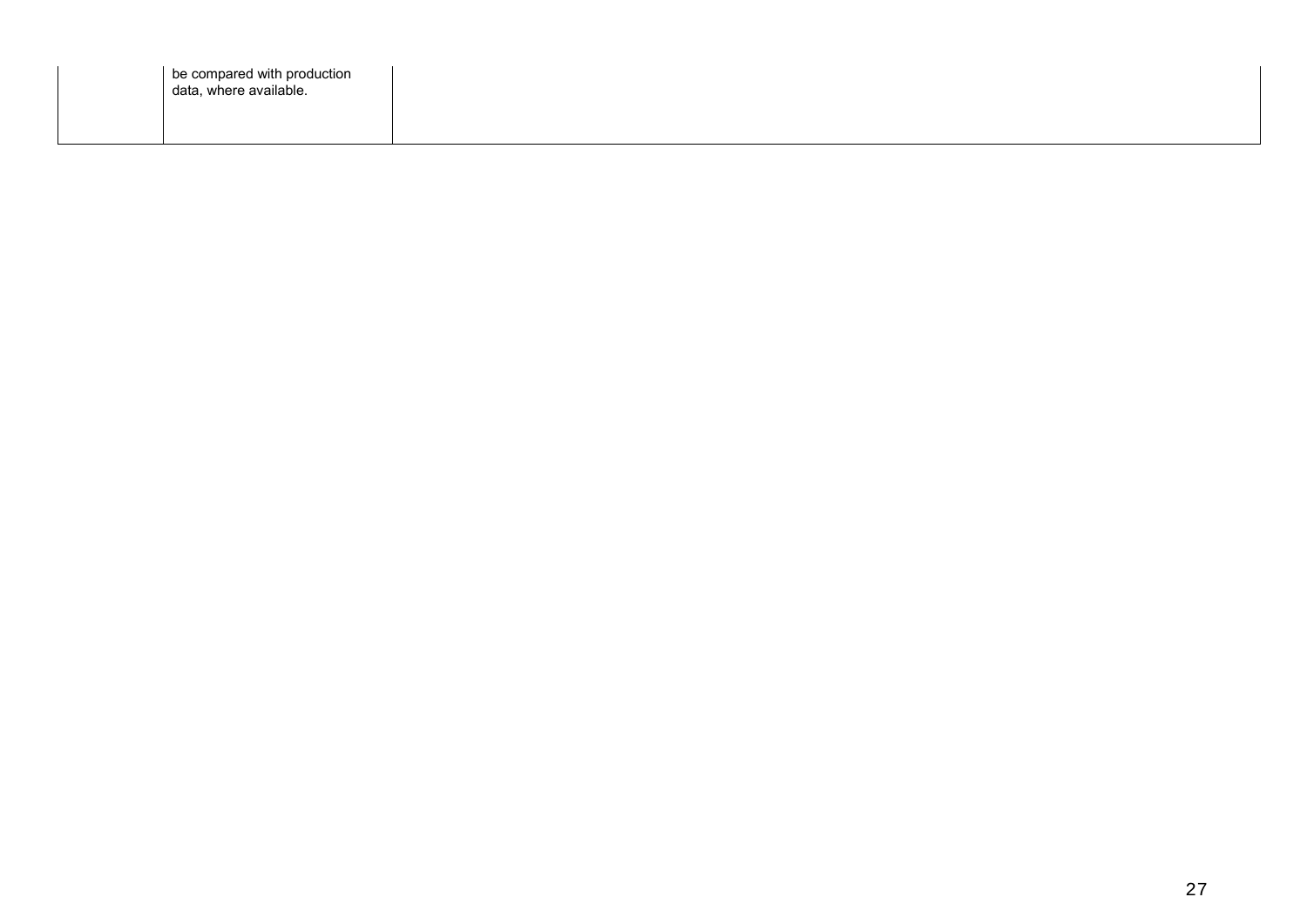| | | |
|---|---|---|
| | be compared with production data, where available. | |